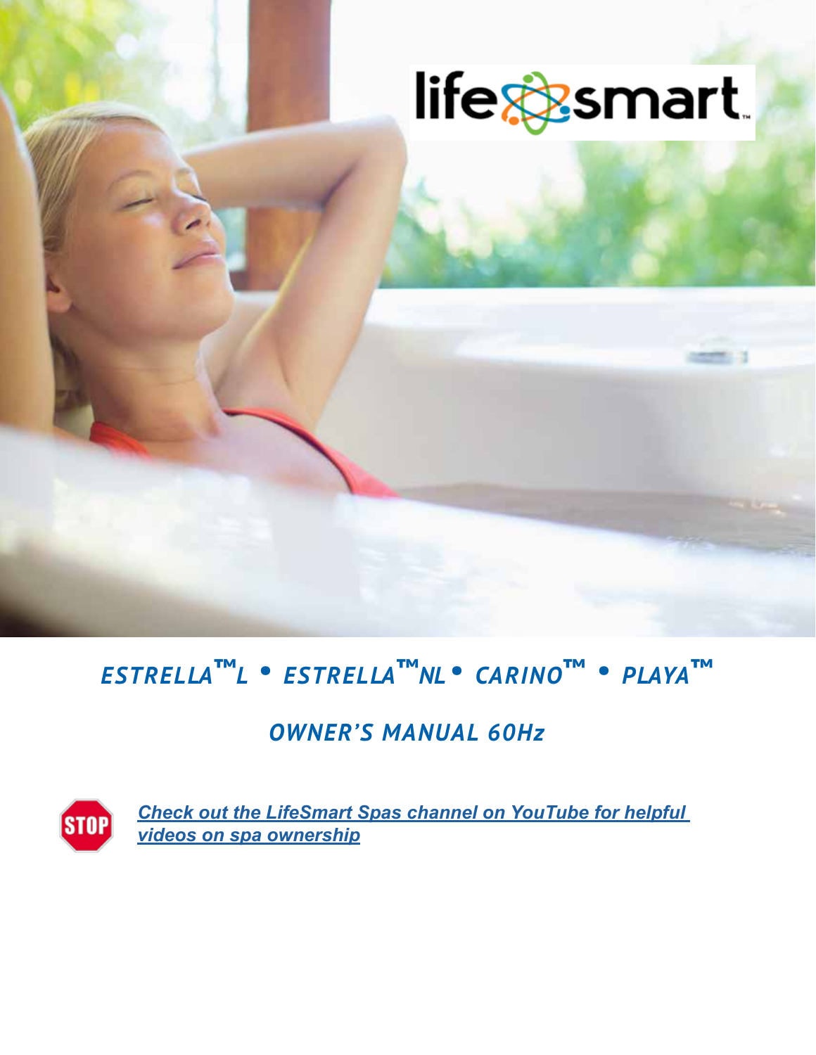# *ESTRELLA™L • ESTRELLA™NL • CARINO™ • PLAYA™*

## *OWNER'S MANUAL 60Hz*

***Check out the LifeSmart Spas channel on YouTube for helpful videos on spa ownership***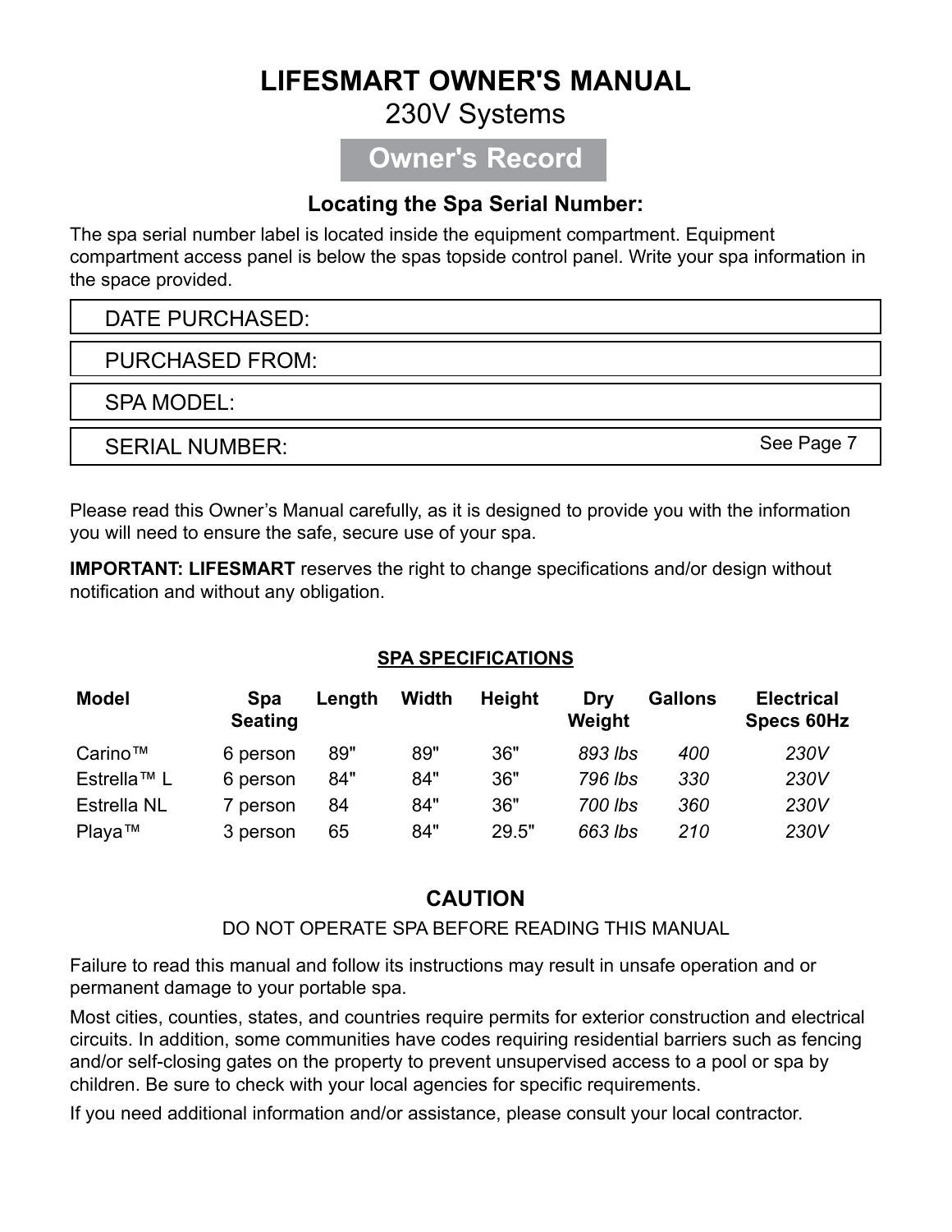# LIFESMART OWNER'S MANUAL

230V Systems

## Owner's Record

### Locating the Spa Serial Number:

The spa serial number label is located inside the equipment compartment. Equipment compartment access panel is below the spas topside control panel. Write your spa information in the space provided.

| DATE PURCHASED: |
|---|
| PURCHASED FROM: |
| SPA MODEL: |
| SERIAL NUMBER: See Page 7 |

Please read this Owner's Manual carefully, as it is designed to provide you with the information you will need to ensure the safe, secure use of your spa.

**IMPORTANT: LIFESMART** reserves the right to change specifications and/or design without notification and without any obligation.

**SPA SPECIFICATIONS**

| Model | Spa Seating | Length | Width | Height | Dry Weight | Gallons | Electrical Specs 60Hz |
|---|---|---|---|---|---|---|---|
| Carino™ | 6 person | 89" | 89" | 36" | *893 lbs* | *400* | *230V* |
| Estrella™ L | 6 person | 84" | 84" | 36" | *796 lbs* | *330* | *230V* |
| Estrella NL | 7 person | 84 | 84" | 36" | *700 lbs* | *360* | *230V* |
| Playa™ | 3 person | 65 | 84" | 29.5" | *663 lbs* | *210* | *230V* |

### CAUTION

DO NOT OPERATE SPA BEFORE READING THIS MANUAL

Failure to read this manual and follow its instructions may result in unsafe operation and or permanent damage to your portable spa.

Most cities, counties, states, and countries require permits for exterior construction and electrical circuits. In addition, some communities have codes requiring residential barriers such as fencing and/or self-closing gates on the property to prevent unsupervised access to a pool or spa by children. Be sure to check with your local agencies for specific requirements.

If you need additional information and/or assistance, please consult your local contractor.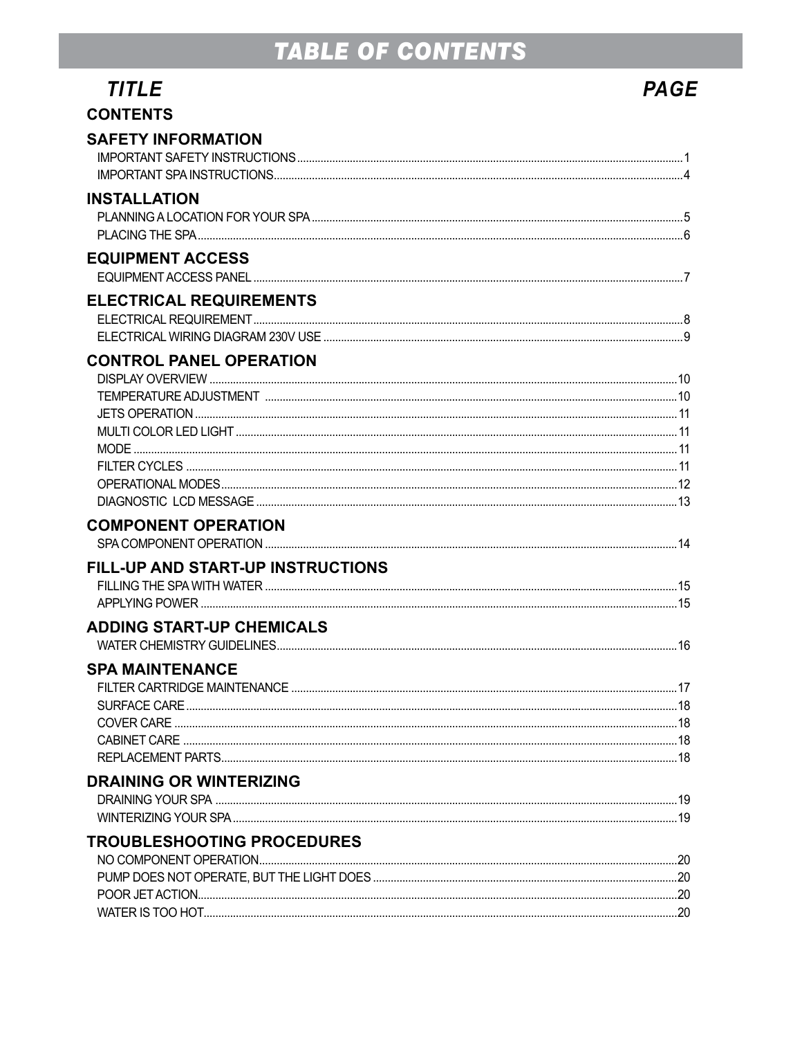# TABLE OF CONTENTS

| TITLE | PAGE |
|---|---|
| **CONTENTS** | |
| **SAFETY INFORMATION** | |
| IMPORTANT SAFETY INSTRUCTIONS | 1 |
| IMPORTANT SPA INSTRUCTIONS | 4 |
| **INSTALLATION** | |
| PLANNING A LOCATION FOR YOUR SPA | 5 |
| PLACING THE SPA | 6 |
| **EQUIPMENT ACCESS** | |
| EQUIPMENT ACCESS PANEL | 7 |
| **ELECTRICAL REQUIREMENTS** | |
| ELECTRICAL REQUIREMENT | 8 |
| ELECTRICAL WIRING DIAGRAM 230V USE | 9 |
| **CONTROL PANEL OPERATION** | |
| DISPLAY OVERVIEW | 10 |
| TEMPERATURE ADJUSTMENT | 10 |
| JETS OPERATION | 11 |
| MULTI COLOR LED LIGHT | 11 |
| MODE | 11 |
| FILTER CYCLES | 11 |
| OPERATIONAL MODES | 12 |
| DIAGNOSTIC LCD MESSAGE | 13 |
| **COMPONENT OPERATION** | |
| SPA COMPONENT OPERATION | 14 |
| **FILL-UP AND START-UP INSTRUCTIONS** | |
| FILLING THE SPA WITH WATER | 15 |
| APPLYING POWER | 15 |
| **ADDING START-UP CHEMICALS** | |
| WATER CHEMISTRY GUIDELINES | 16 |
| **SPA MAINTENANCE** | |
| FILTER CARTRIDGE MAINTENANCE | 17 |
| SURFACE CARE | 18 |
| COVER CARE | 18 |
| CABINET CARE | 18 |
| REPLACEMENT PARTS | 18 |
| **DRAINING OR WINTERIZING** | |
| DRAINING YOUR SPA | 19 |
| WINTERIZING YOUR SPA | 19 |
| **TROUBLESHOOTING PROCEDURES** | |
| NO COMPONENT OPERATION | 20 |
| PUMP DOES NOT OPERATE, BUT THE LIGHT DOES | 20 |
| POOR JET ACTION | 20 |
| WATER IS TOO HOT | 20 |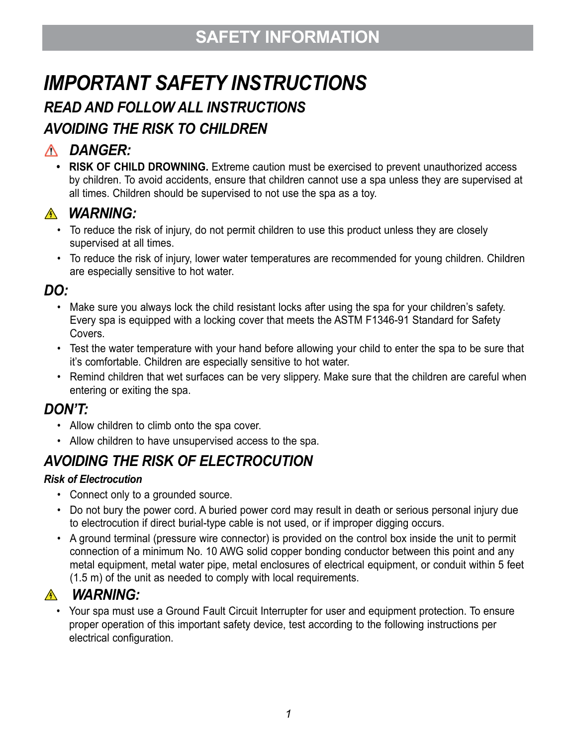## SAFETY INFORMATION

# *IMPORTANT SAFETY INSTRUCTIONS*

## *READ AND FOLLOW ALL INSTRUCTIONS*

## *AVOIDING THE RISK TO CHILDREN*

### ⚠ *DANGER:*

- **RISK OF CHILD DROWNING.** Extreme caution must be exercised to prevent unauthorized access by children. To avoid accidents, ensure that children cannot use a spa unless they are supervised at all times. Children should be supervised to not use the spa as a toy.

### ⚠ *WARNING:*

- To reduce the risk of injury, do not permit children to use this product unless they are closely supervised at all times.
- To reduce the risk of injury, lower water temperatures are recommended for young children. Children are especially sensitive to hot water.

### *DO:*

- Make sure you always lock the child resistant locks after using the spa for your children's safety. Every spa is equipped with a locking cover that meets the ASTM F1346-91 Standard for Safety Covers.
- Test the water temperature with your hand before allowing your child to enter the spa to be sure that it's comfortable. Children are especially sensitive to hot water.
- Remind children that wet surfaces can be very slippery. Make sure that the children are careful when entering or exiting the spa.

### *DON'T:*

- Allow children to climb onto the spa cover.
- Allow children to have unsupervised access to the spa.

## *AVOIDING THE RISK OF ELECTROCUTION*

***Risk of Electrocution***

- Connect only to a grounded source.
- Do not bury the power cord. A buried power cord may result in death or serious personal injury due to electrocution if direct burial-type cable is not used, or if improper digging occurs.
- A ground terminal (pressure wire connector) is provided on the control box inside the unit to permit connection of a minimum No. 10 AWG solid copper bonding conductor between this point and any metal equipment, metal water pipe, metal enclosures of electrical equipment, or conduit within 5 feet (1.5 m) of the unit as needed to comply with local requirements.

### ⚠ *WARNING:*

- Your spa must use a Ground Fault Circuit Interrupter for user and equipment protection. To ensure proper operation of this important safety device, test according to the following instructions per electrical configuration.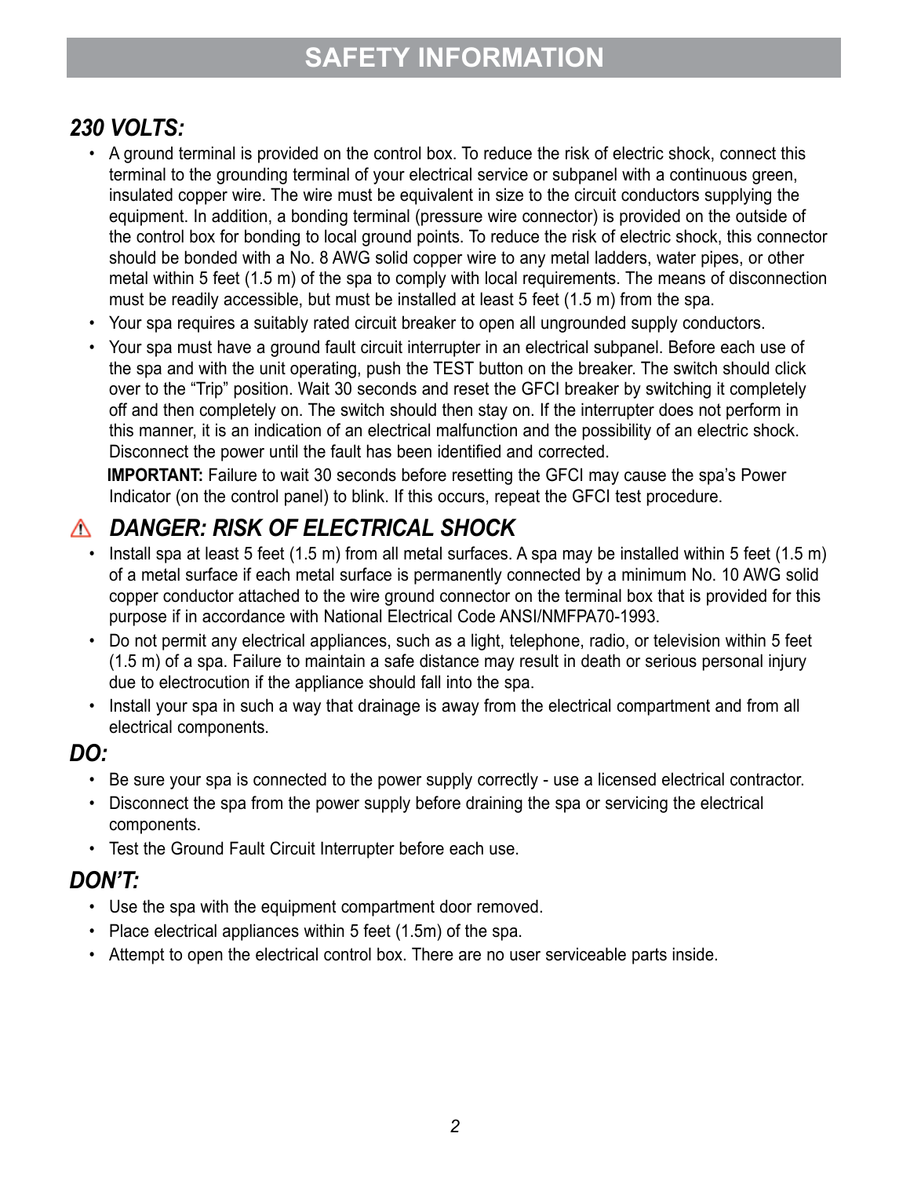# SAFETY INFORMATION

## *230 VOLTS:*

- A ground terminal is provided on the control box. To reduce the risk of electric shock, connect this terminal to the grounding terminal of your electrical service or subpanel with a continuous green, insulated copper wire. The wire must be equivalent in size to the circuit conductors supplying the equipment. In addition, a bonding terminal (pressure wire connector) is provided on the outside of the control box for bonding to local ground points. To reduce the risk of electric shock, this connector should be bonded with a No. 8 AWG solid copper wire to any metal ladders, water pipes, or other metal within 5 feet (1.5 m) of the spa to comply with local requirements. The means of disconnection must be readily accessible, but must be installed at least 5 feet (1.5 m) from the spa.
- Your spa requires a suitably rated circuit breaker to open all ungrounded supply conductors.
- Your spa must have a ground fault circuit interrupter in an electrical subpanel. Before each use of the spa and with the unit operating, push the TEST button on the breaker. The switch should click over to the "Trip" position. Wait 30 seconds and reset the GFCI breaker by switching it completely off and then completely on. The switch should then stay on. If the interrupter does not perform in this manner, it is an indication of an electrical malfunction and the possibility of an electric shock. Disconnect the power until the fault has been identified and corrected.

  **IMPORTANT:** Failure to wait 30 seconds before resetting the GFCI may cause the spa's Power Indicator (on the control panel) to blink. If this occurs, repeat the GFCI test procedure.

## ⚠ *DANGER: RISK OF ELECTRICAL SHOCK*

- Install spa at least 5 feet (1.5 m) from all metal surfaces. A spa may be installed within 5 feet (1.5 m) of a metal surface if each metal surface is permanently connected by a minimum No. 10 AWG solid copper conductor attached to the wire ground connector on the terminal box that is provided for this purpose if in accordance with National Electrical Code ANSI/NMFPA70-1993.
- Do not permit any electrical appliances, such as a light, telephone, radio, or television within 5 feet (1.5 m) of a spa. Failure to maintain a safe distance may result in death or serious personal injury due to electrocution if the appliance should fall into the spa.
- Install your spa in such a way that drainage is away from the electrical compartment and from all electrical components.

## *DO:*

- Be sure your spa is connected to the power supply correctly - use a licensed electrical contractor.
- Disconnect the spa from the power supply before draining the spa or servicing the electrical components.
- Test the Ground Fault Circuit Interrupter before each use.

## *DON'T:*

- Use the spa with the equipment compartment door removed.
- Place electrical appliances within 5 feet (1.5m) of the spa.
- Attempt to open the electrical control box. There are no user serviceable parts inside.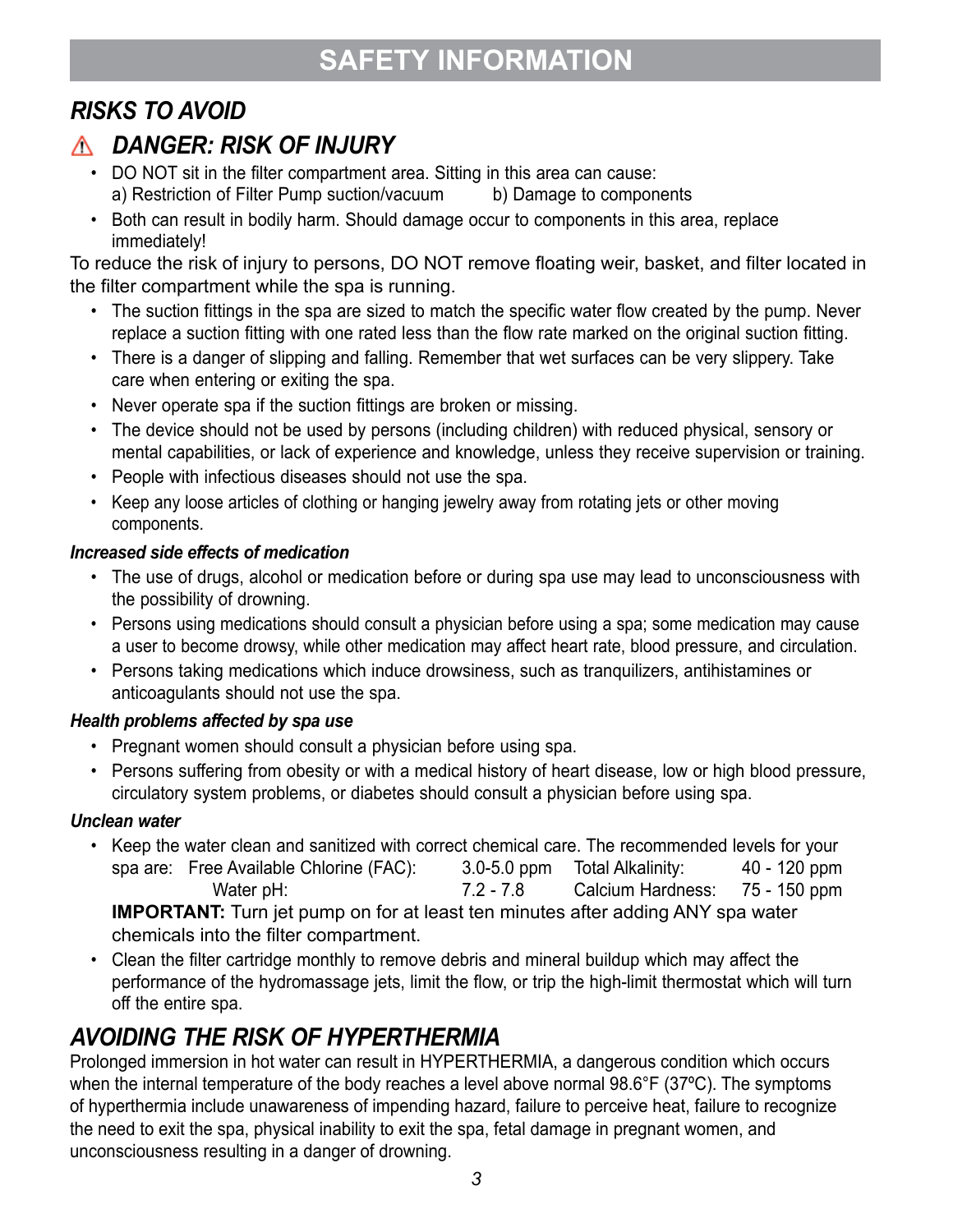# SAFETY INFORMATION

## *RISKS TO AVOID*

### ⚠ *DANGER: RISK OF INJURY*

- DO NOT sit in the filter compartment area. Sitting in this area can cause:
  a) Restriction of Filter Pump suction/vacuum    b) Damage to components
- Both can result in bodily harm. Should damage occur to components in this area, replace immediately!

To reduce the risk of injury to persons, DO NOT remove floating weir, basket, and filter located in the filter compartment while the spa is running.

- The suction fittings in the spa are sized to match the specific water flow created by the pump. Never replace a suction fitting with one rated less than the flow rate marked on the original suction fitting.
- There is a danger of slipping and falling. Remember that wet surfaces can be very slippery. Take care when entering or exiting the spa.
- Never operate spa if the suction fittings are broken or missing.
- The device should not be used by persons (including children) with reduced physical, sensory or mental capabilities, or lack of experience and knowledge, unless they receive supervision or training.
- People with infectious diseases should not use the spa.
- Keep any loose articles of clothing or hanging jewelry away from rotating jets or other moving components.

***Increased side effects of medication***

- The use of drugs, alcohol or medication before or during spa use may lead to unconsciousness with the possibility of drowning.
- Persons using medications should consult a physician before using a spa; some medication may cause a user to become drowsy, while other medication may affect heart rate, blood pressure, and circulation.
- Persons taking medications which induce drowsiness, such as tranquilizers, antihistamines or anticoagulants should not use the spa.

***Health problems affected by spa use***

- Pregnant women should consult a physician before using spa.
- Persons suffering from obesity or with a medical history of heart disease, low or high blood pressure, circulatory system problems, or diabetes should consult a physician before using spa.

***Unclean water***

- Keep the water clean and sanitized with correct chemical care. The recommended levels for your spa are:

  | | | | |
  |---|---|---|---|
  | Free Available Chlorine (FAC): | 3.0-5.0 ppm | Total Alkalinity: | 40 - 120 ppm |
  | Water pH: | 7.2 - 7.8 | Calcium Hardness: | 75 - 150 ppm |

  **IMPORTANT:** Turn jet pump on for at least ten minutes after adding ANY spa water chemicals into the filter compartment.
- Clean the filter cartridge monthly to remove debris and mineral buildup which may affect the performance of the hydromassage jets, limit the flow, or trip the high-limit thermostat which will turn off the entire spa.

## *AVOIDING THE RISK OF HYPERTHERMIA*

Prolonged immersion in hot water can result in HYPERTHERMIA, a dangerous condition which occurs when the internal temperature of the body reaches a level above normal 98.6°F (37ºC). The symptoms of hyperthermia include unawareness of impending hazard, failure to perceive heat, failure to recognize the need to exit the spa, physical inability to exit the spa, fetal damage in pregnant women, and unconsciousness resulting in a danger of drowning.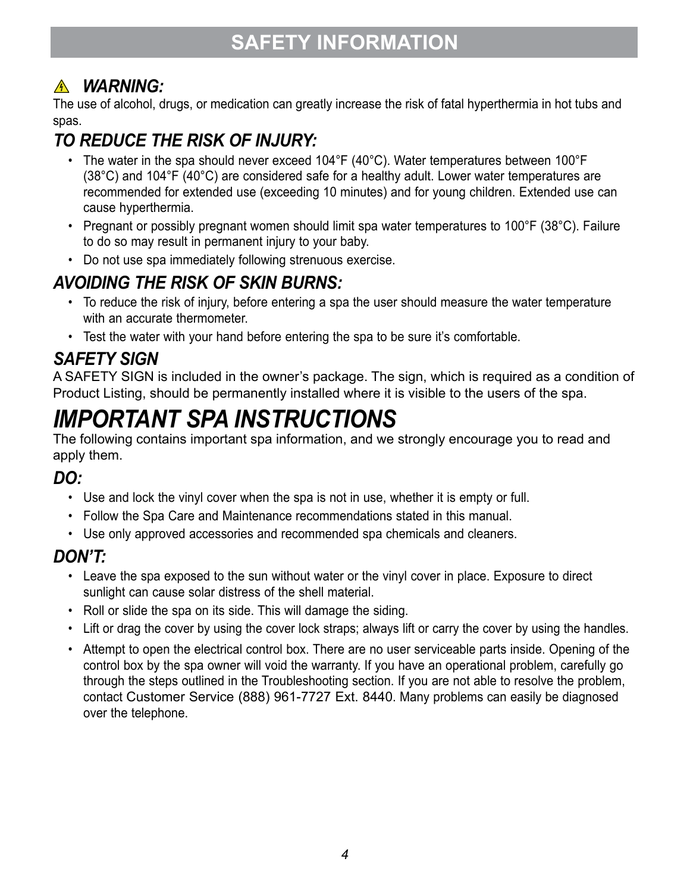# SAFETY INFORMATION

### ⚠ *WARNING:*

The use of alcohol, drugs, or medication can greatly increase the risk of fatal hyperthermia in hot tubs and spas.

### *TO REDUCE THE RISK OF INJURY:*

- The water in the spa should never exceed 104°F (40°C). Water temperatures between 100°F (38°C) and 104°F (40°C) are considered safe for a healthy adult. Lower water temperatures are recommended for extended use (exceeding 10 minutes) and for young children. Extended use can cause hyperthermia.
- Pregnant or possibly pregnant women should limit spa water temperatures to 100°F (38°C). Failure to do so may result in permanent injury to your baby.
- Do not use spa immediately following strenuous exercise.

### *AVOIDING THE RISK OF SKIN BURNS:*

- To reduce the risk of injury, before entering a spa the user should measure the water temperature with an accurate thermometer.
- Test the water with your hand before entering the spa to be sure it's comfortable.

### *SAFETY SIGN*

A SAFETY SIGN is included in the owner's package. The sign, which is required as a condition of Product Listing, should be permanently installed where it is visible to the users of the spa.

# *IMPORTANT SPA INSTRUCTIONS*

The following contains important spa information, and we strongly encourage you to read and apply them.

### *DO:*

- Use and lock the vinyl cover when the spa is not in use, whether it is empty or full.
- Follow the Spa Care and Maintenance recommendations stated in this manual.
- Use only approved accessories and recommended spa chemicals and cleaners.

### *DON'T:*

- Leave the spa exposed to the sun without water or the vinyl cover in place. Exposure to direct sunlight can cause solar distress of the shell material.
- Roll or slide the spa on its side. This will damage the siding.
- Lift or drag the cover by using the cover lock straps; always lift or carry the cover by using the handles.
- Attempt to open the electrical control box. There are no user serviceable parts inside. Opening of the control box by the spa owner will void the warranty. If you have an operational problem, carefully go through the steps outlined in the Troubleshooting section. If you are not able to resolve the problem, contact Customer Service (888) 961-7727 Ext. 8440. Many problems can easily be diagnosed over the telephone.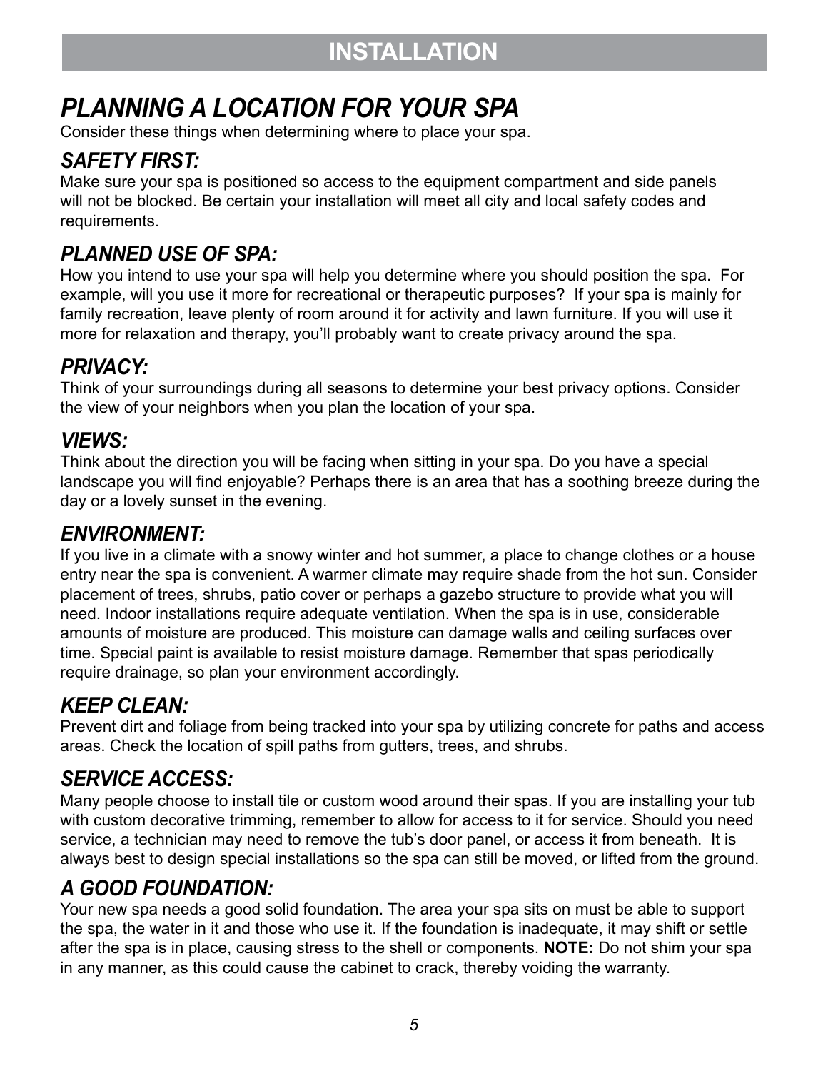# INSTALLATION

## *PLANNING A LOCATION FOR YOUR SPA*

Consider these things when determining where to place your spa.

### *SAFETY FIRST:*

Make sure your spa is positioned so access to the equipment compartment and side panels will not be blocked. Be certain your installation will meet all city and local safety codes and requirements.

### *PLANNED USE OF SPA:*

How you intend to use your spa will help you determine where you should position the spa. For example, will you use it more for recreational or therapeutic purposes? If your spa is mainly for family recreation, leave plenty of room around it for activity and lawn furniture. If you will use it more for relaxation and therapy, you'll probably want to create privacy around the spa.

### *PRIVACY:*

Think of your surroundings during all seasons to determine your best privacy options. Consider the view of your neighbors when you plan the location of your spa.

### *VIEWS:*

Think about the direction you will be facing when sitting in your spa. Do you have a special landscape you will find enjoyable? Perhaps there is an area that has a soothing breeze during the day or a lovely sunset in the evening.

### *ENVIRONMENT:*

If you live in a climate with a snowy winter and hot summer, a place to change clothes or a house entry near the spa is convenient. A warmer climate may require shade from the hot sun. Consider placement of trees, shrubs, patio cover or perhaps a gazebo structure to provide what you will need. Indoor installations require adequate ventilation. When the spa is in use, considerable amounts of moisture are produced. This moisture can damage walls and ceiling surfaces over time. Special paint is available to resist moisture damage. Remember that spas periodically require drainage, so plan your environment accordingly.

### *KEEP CLEAN:*

Prevent dirt and foliage from being tracked into your spa by utilizing concrete for paths and access areas. Check the location of spill paths from gutters, trees, and shrubs.

### *SERVICE ACCESS:*

Many people choose to install tile or custom wood around their spas. If you are installing your tub with custom decorative trimming, remember to allow for access to it for service. Should you need service, a technician may need to remove the tub's door panel, or access it from beneath. It is always best to design special installations so the spa can still be moved, or lifted from the ground.

### *A GOOD FOUNDATION:*

Your new spa needs a good solid foundation. The area your spa sits on must be able to support the spa, the water in it and those who use it. If the foundation is inadequate, it may shift or settle after the spa is in place, causing stress to the shell or components. **NOTE:** Do not shim your spa in any manner, as this could cause the cabinet to crack, thereby voiding the warranty.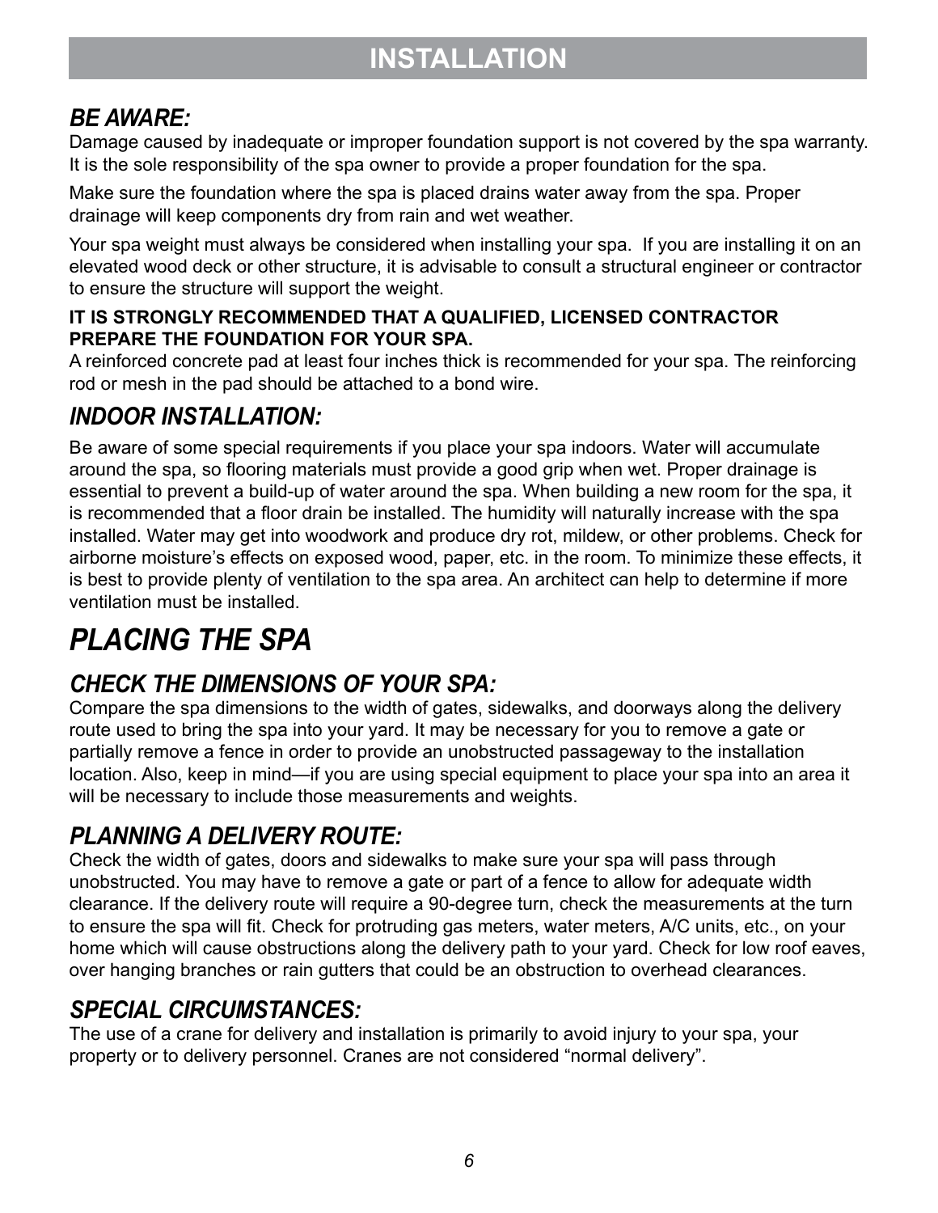# INSTALLATION

### *BE AWARE:*

Damage caused by inadequate or improper foundation support is not covered by the spa warranty. It is the sole responsibility of the spa owner to provide a proper foundation for the spa.

Make sure the foundation where the spa is placed drains water away from the spa. Proper drainage will keep components dry from rain and wet weather.

Your spa weight must always be considered when installing your spa. If you are installing it on an elevated wood deck or other structure, it is advisable to consult a structural engineer or contractor to ensure the structure will support the weight.

**IT IS STRONGLY RECOMMENDED THAT A QUALIFIED, LICENSED CONTRACTOR PREPARE THE FOUNDATION FOR YOUR SPA.**

A reinforced concrete pad at least four inches thick is recommended for your spa. The reinforcing rod or mesh in the pad should be attached to a bond wire.

### *INDOOR INSTALLATION:*

Be aware of some special requirements if you place your spa indoors. Water will accumulate around the spa, so flooring materials must provide a good grip when wet. Proper drainage is essential to prevent a build-up of water around the spa. When building a new room for the spa, it is recommended that a floor drain be installed. The humidity will naturally increase with the spa installed. Water may get into woodwork and produce dry rot, mildew, or other problems. Check for airborne moisture's effects on exposed wood, paper, etc. in the room. To minimize these effects, it is best to provide plenty of ventilation to the spa area. An architect can help to determine if more ventilation must be installed.

## *PLACING THE SPA*

### *CHECK THE DIMENSIONS OF YOUR SPA:*

Compare the spa dimensions to the width of gates, sidewalks, and doorways along the delivery route used to bring the spa into your yard. It may be necessary for you to remove a gate or partially remove a fence in order to provide an unobstructed passageway to the installation location. Also, keep in mind—if you are using special equipment to place your spa into an area it will be necessary to include those measurements and weights.

### *PLANNING A DELIVERY ROUTE:*

Check the width of gates, doors and sidewalks to make sure your spa will pass through unobstructed. You may have to remove a gate or part of a fence to allow for adequate width clearance. If the delivery route will require a 90-degree turn, check the measurements at the turn to ensure the spa will fit. Check for protruding gas meters, water meters, A/C units, etc., on your home which will cause obstructions along the delivery path to your yard. Check for low roof eaves, over hanging branches or rain gutters that could be an obstruction to overhead clearances.

### *SPECIAL CIRCUMSTANCES:*

The use of a crane for delivery and installation is primarily to avoid injury to your spa, your property or to delivery personnel. Cranes are not considered "normal delivery".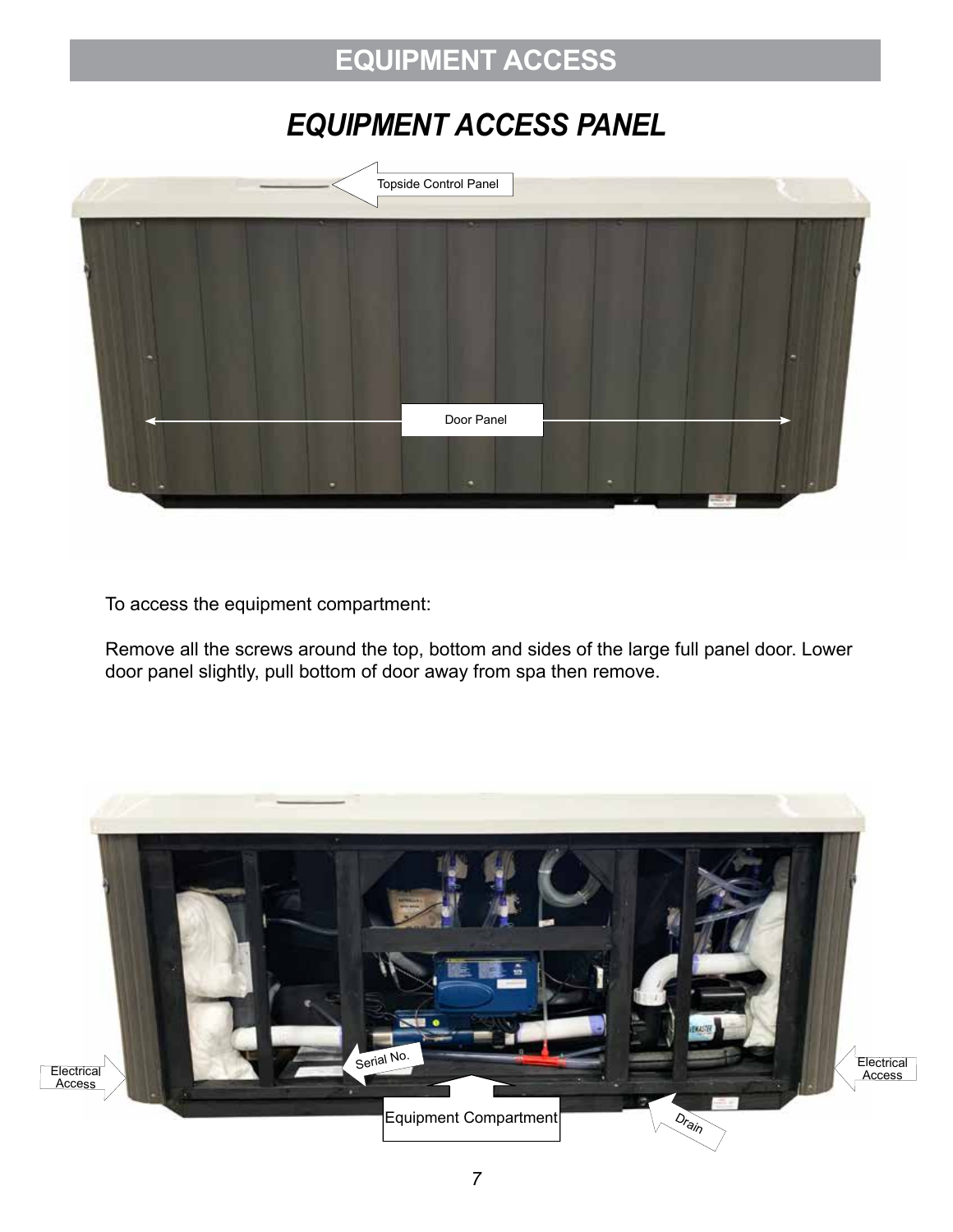# EQUIPMENT ACCESS

## EQUIPMENT ACCESS PANEL

To access the equipment compartment:

Remove all the screws around the top, bottom and sides of the large full panel door. Lower door panel slightly, pull bottom of door away from spa then remove.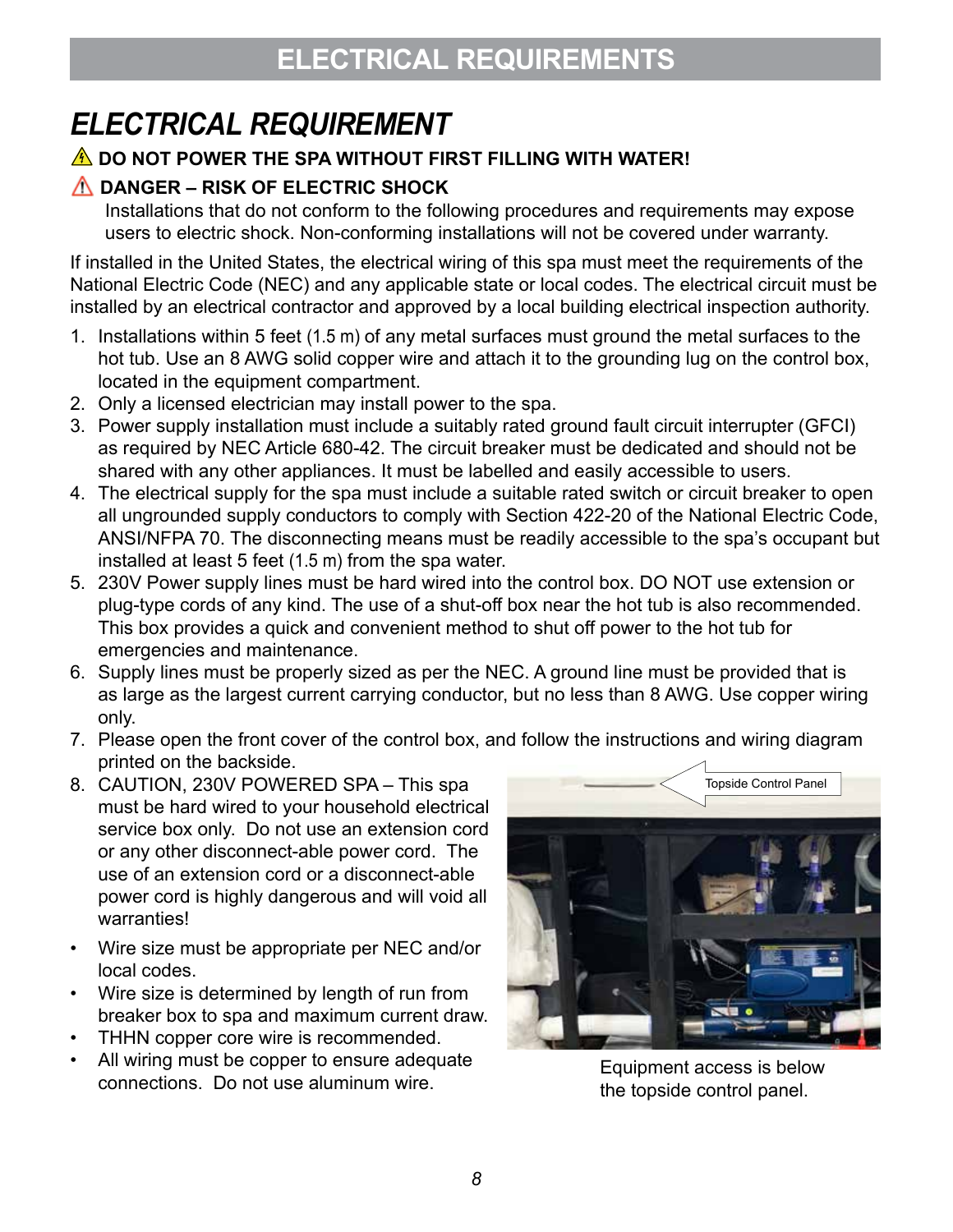# ELECTRICAL REQUIREMENTS

## ELECTRICAL REQUIREMENT

⚠ **DO NOT POWER THE SPA WITHOUT FIRST FILLING WITH WATER!**

⚠ **DANGER – RISK OF ELECTRIC SHOCK**

Installations that do not conform to the following procedures and requirements may expose users to electric shock. Non-conforming installations will not be covered under warranty.

If installed in the United States, the electrical wiring of this spa must meet the requirements of the National Electric Code (NEC) and any applicable state or local codes. The electrical circuit must be installed by an electrical contractor and approved by a local building electrical inspection authority.

1. Installations within 5 feet (1.5 m) of any metal surfaces must ground the metal surfaces to the hot tub. Use an 8 AWG solid copper wire and attach it to the grounding lug on the control box, located in the equipment compartment.
2. Only a licensed electrician may install power to the spa.
3. Power supply installation must include a suitably rated ground fault circuit interrupter (GFCI) as required by NEC Article 680-42. The circuit breaker must be dedicated and should not be shared with any other appliances. It must be labelled and easily accessible to users.
4. The electrical supply for the spa must include a suitable rated switch or circuit breaker to open all ungrounded supply conductors to comply with Section 422-20 of the National Electric Code, ANSI/NFPA 70. The disconnecting means must be readily accessible to the spa's occupant but installed at least 5 feet (1.5 m) from the spa water.
5. 230V Power supply lines must be hard wired into the control box. DO NOT use extension or plug-type cords of any kind. The use of a shut-off box near the hot tub is also recommended. This box provides a quick and convenient method to shut off power to the hot tub for emergencies and maintenance.
6. Supply lines must be properly sized as per the NEC. A ground line must be provided that is as large as the largest current carrying conductor, but no less than 8 AWG. Use copper wiring only.
7. Please open the front cover of the control box, and follow the instructions and wiring diagram printed on the backside.
8. CAUTION, 230V POWERED SPA – This spa must be hard wired to your household electrical service box only. Do not use an extension cord or any other disconnect-able power cord. The use of an extension cord or a disconnect-able power cord is highly dangerous and will void all warranties!

- Wire size must be appropriate per NEC and/or local codes.
- Wire size is determined by length of run from breaker box to spa and maximum current draw.
- THHN copper core wire is recommended.
- All wiring must be copper to ensure adequate connections. Do not use aluminum wire.

Topside Control Panel

Equipment access is below the topside control panel.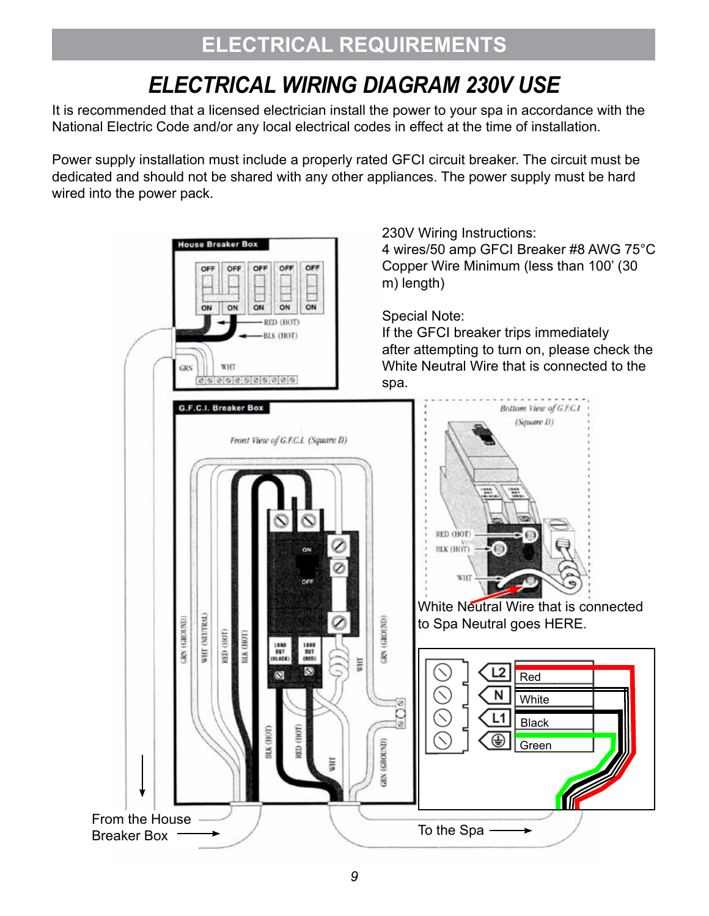# ELECTRICAL REQUIREMENTS

## ELECTRICAL WIRING DIAGRAM 230V USE

It is recommended that a licensed electrician install the power to your spa in accordance with the National Electric Code and/or any local electrical codes in effect at the time of installation.

Power supply installation must include a properly rated GFCI circuit breaker. The circuit must be dedicated and should not be shared with any other appliances. The power supply must be hard wired into the power pack.

230V Wiring Instructions:
4 wires/50 amp GFCI Breaker #8 AWG 75°C Copper Wire Minimum (less than 100' (30 m) length)

Special Note:
If the GFCI breaker trips immediately after attempting to turn on, please check the White Neutral Wire that is connected to the spa.

House Breaker Box

OFF OFF OFF OFF OFF

ON ON ON ON ON

RED (HOT)

BLK (HOT)

GRN

WHT

G.F.C.I. Breaker Box

*Front View of G.F.C.I. (Square D)*

GRN (GROUND) WHT (NEUTRAL) RED (HOT) BLK (HOT)

ON OFF

LOAD OUT (BLACK) LOAD OUT (RED)

WHT GRN (GROUND)

BLK (HOT) RED (HOT) WHT GRN (GROUND)

*Bottom View of G.F.C.I. (Square D)*

RED (HOT)

BLK (HOT)

WHT

White Neutral Wire that is connected to Spa Neutral goes HERE.

L2 Red

N White

L1 Black

Green

From the House Breaker Box

To the Spa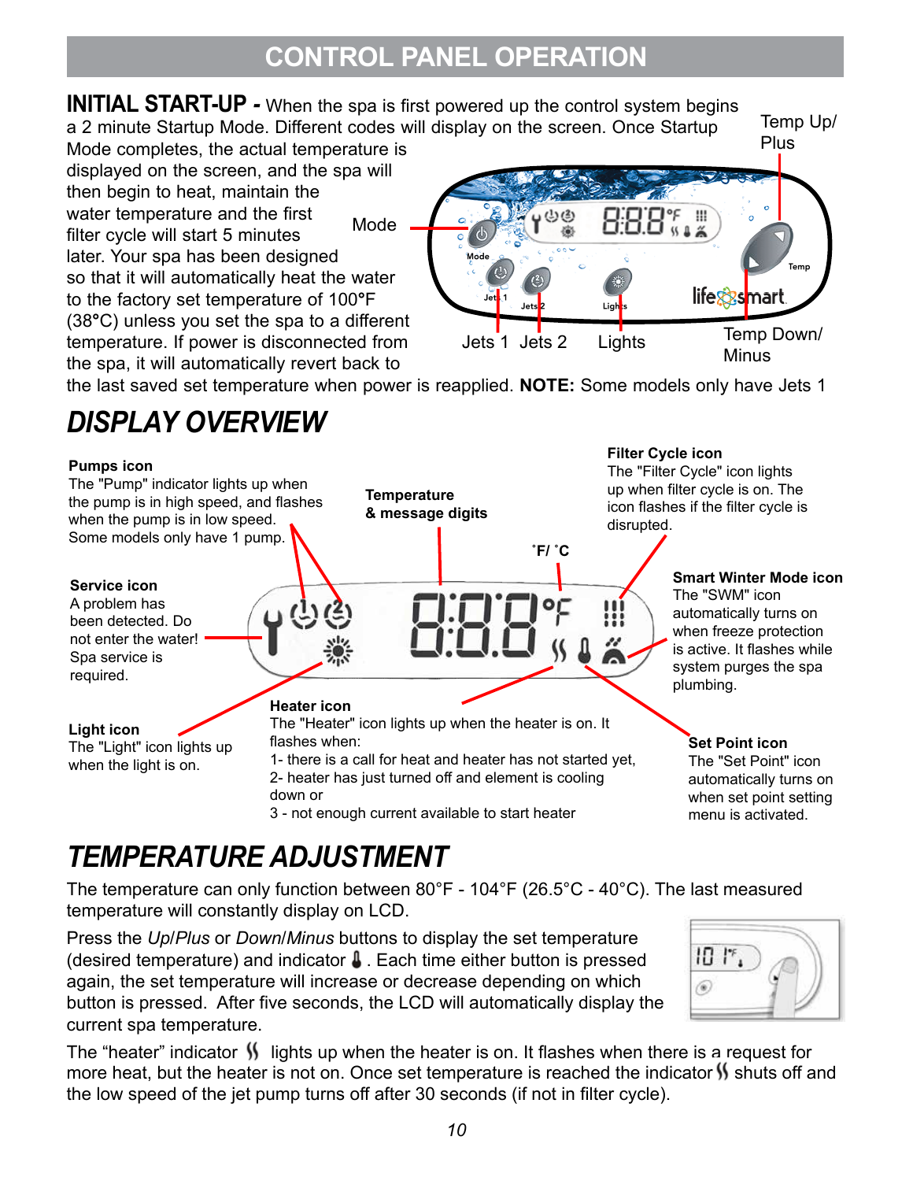# CONTROL PANEL OPERATION

**INITIAL START-UP -** When the spa is first powered up the control system begins a 2 minute Startup Mode. Different codes will display on the screen. Once Startup Mode completes, the actual temperature is displayed on the screen, and the spa will then begin to heat, maintain the water temperature and the first filter cycle will start 5 minutes later. Your spa has been designed so that it will automatically heat the water to the factory set temperature of 100°F (38°C) unless you set the spa to a different temperature. If power is disconnected from the spa, it will automatically revert back to the last saved set temperature when power is reapplied. **NOTE:** Some models only have Jets 1

Mode

Temp Up/ Plus

Jets 1 Jets 2 Lights

Temp Down/ Minus

## *DISPLAY OVERVIEW*

**Pumps icon**
The "Pump" indicator lights up when the pump is in high speed, and flashes when the pump is in low speed. Some models only have 1 pump.

**Temperature & message digits**

**˚F/ ˚C**

**Filter Cycle icon**
The "Filter Cycle" icon lights up when filter cycle is on. The icon flashes if the filter cycle is disrupted.

**Service icon**
A problem has been detected. Do not enter the water! Spa service is required.

**Smart Winter Mode icon**
The "SWM" icon automatically turns on when freeze protection is active. It flashes while system purges the spa plumbing.

**Light icon**
The "Light" icon lights up when the light is on.

**Heater icon**
The "Heater" icon lights up when the heater is on. It flashes when:
1- there is a call for heat and heater has not started yet,
2- heater has just turned off and element is cooling down or
3 - not enough current available to start heater

**Set Point icon**
The "Set Point" icon automatically turns on when set point setting menu is activated.

## *TEMPERATURE ADJUSTMENT*

The temperature can only function between 80°F - 104°F (26.5°C - 40°C). The last measured temperature will constantly display on LCD.

Press the *Up*/*Plus* or *Down*/*Minus* buttons to display the set temperature (desired temperature) and indicator 🌡. Each time either button is pressed again, the set temperature will increase or decrease depending on which button is pressed. After five seconds, the LCD will automatically display the current spa temperature.

The "heater" indicator ∫∫ lights up when the heater is on. It flashes when there is a request for more heat, but the heater is not on. Once set temperature is reached the indicator ∫∫ shuts off and the low speed of the jet pump turns off after 30 seconds (if not in filter cycle).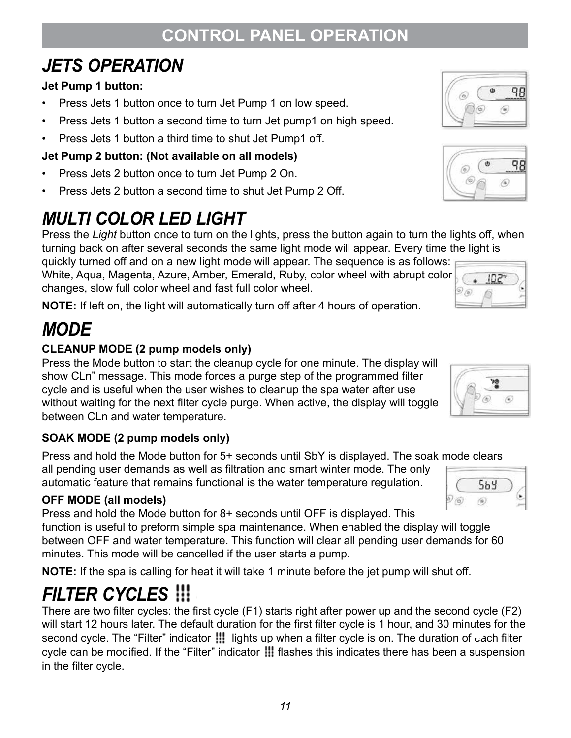# CONTROL PANEL OPERATION

## *JETS OPERATION*

**Jet Pump 1 button:**

- Press Jets 1 button once to turn Jet Pump 1 on low speed.
- Press Jets 1 button a second time to turn Jet pump1 on high speed.
- Press Jets 1 button a third time to shut Jet Pump1 off.

**Jet Pump 2 button: (Not available on all models)**

- Press Jets 2 button once to turn Jet Pump 2 On.
- Press Jets 2 button a second time to shut Jet Pump 2 Off.

## *MULTI COLOR LED LIGHT*

Press the *Light* button once to turn on the lights, press the button again to turn the lights off, when turning back on after several seconds the same light mode will appear. Every time the light is quickly turned off and on a new light mode will appear. The sequence is as follows: White, Aqua, Magenta, Azure, Amber, Emerald, Ruby, color wheel with abrupt color changes, slow full color wheel and fast full color wheel.

**NOTE:** If left on, the light will automatically turn off after 4 hours of operation.

## *MODE*

**CLEANUP MODE (2 pump models only)**

Press the Mode button to start the cleanup cycle for one minute. The display will show CLn” message. This mode forces a purge step of the programmed filter cycle and is useful when the user wishes to cleanup the spa water after use without waiting for the next filter cycle purge. When active, the display will toggle between CLn and water temperature.

**SOAK MODE (2 pump models only)**

Press and hold the Mode button for 5+ seconds until SbY is displayed. The soak mode clears all pending user demands as well as filtration and smart winter mode. The only automatic feature that remains functional is the water temperature regulation.

**OFF MODE (all models)**

Press and hold the Mode button for 8+ seconds until OFF is displayed. This function is useful to preform simple spa maintenance. When enabled the display will toggle between OFF and water temperature. This function will clear all pending user demands for 60 minutes. This mode will be cancelled if the user starts a pump.

**NOTE:** If the spa is calling for heat it will take 1 minute before the jet pump will shut off.

## *FILTER CYCLES*

There are two filter cycles: the first cycle (F1) starts right after power up and the second cycle (F2) will start 12 hours later. The default duration for the first filter cycle is 1 hour, and 30 minutes for the second cycle. The “Filter” indicator lights up when a filter cycle is on. The duration of each filter cycle can be modified. If the “Filter” indicator flashes this indicates there has been a suspension in the filter cycle.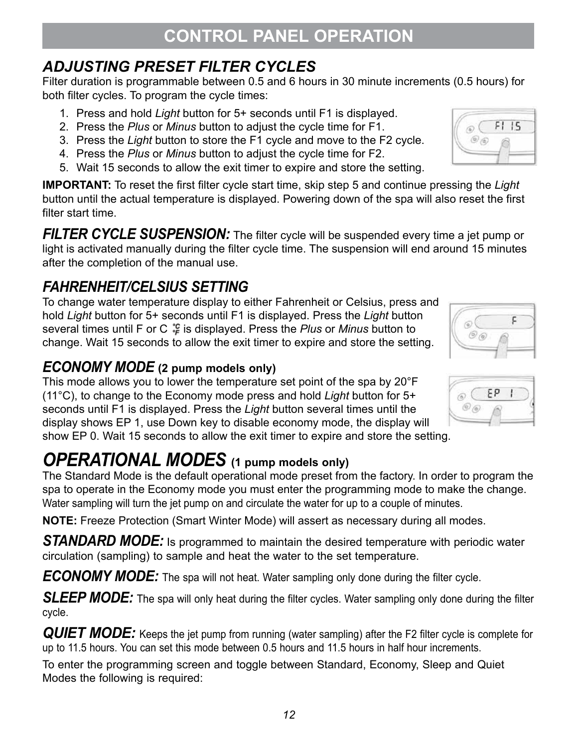# CONTROL PANEL OPERATION

## *ADJUSTING PRESET FILTER CYCLES*

Filter duration is programmable between 0.5 and 6 hours in 30 minute increments (0.5 hours) for both filter cycles. To program the cycle times:

1. Press and hold *Light* button for 5+ seconds until F1 is displayed.
2. Press the *Plus* or *Minus* button to adjust the cycle time for F1.
3. Press the *Light* button to store the F1 cycle and move to the F2 cycle.
4. Press the *Plus* or *Minus* button to adjust the cycle time for F2.
5. Wait 15 seconds to allow the exit timer to expire and store the setting.

**IMPORTANT:** To reset the first filter cycle start time, skip step 5 and continue pressing the *Light* button until the actual temperature is displayed. Powering down of the spa will also reset the first filter start time.

***FILTER CYCLE SUSPENSION:*** The filter cycle will be suspended every time a jet pump or light is activated manually during the filter cycle time. The suspension will end around 15 minutes after the completion of the manual use.

## *FAHRENHEIT/CELSIUS SETTING*

To change water temperature display to either Fahrenheit or Celsius, press and hold *Light* button for 5+ seconds until F1 is displayed. Press the *Light* button several times until F or C is displayed. Press the *Plus* or *Minus* button to change. Wait 15 seconds to allow the exit timer to expire and store the setting.

## *ECONOMY MODE* (2 pump models only)

This mode allows you to lower the temperature set point of the spa by 20°F (11°C), to change to the Economy mode press and hold *Light* button for 5+ seconds until F1 is displayed. Press the *Light* button several times until the display shows EP 1, use Down key to disable economy mode, the display will show EP 0. Wait 15 seconds to allow the exit timer to expire and store the setting.

# *OPERATIONAL MODES* (1 pump models only)

The Standard Mode is the default operational mode preset from the factory. In order to program the spa to operate in the Economy mode you must enter the programming mode to make the change. Water sampling will turn the jet pump on and circulate the water for up to a couple of minutes.

**NOTE:** Freeze Protection (Smart Winter Mode) will assert as necessary during all modes.

***STANDARD MODE:*** Is programmed to maintain the desired temperature with periodic water circulation (sampling) to sample and heat the water to the set temperature.

***ECONOMY MODE:*** The spa will not heat. Water sampling only done during the filter cycle.

***SLEEP MODE:*** The spa will only heat during the filter cycles. Water sampling only done during the filter cycle.

***QUIET MODE:*** Keeps the jet pump from running (water sampling) after the F2 filter cycle is complete for up to 11.5 hours. You can set this mode between 0.5 hours and 11.5 hours in half hour increments.

To enter the programming screen and toggle between Standard, Economy, Sleep and Quiet Modes the following is required: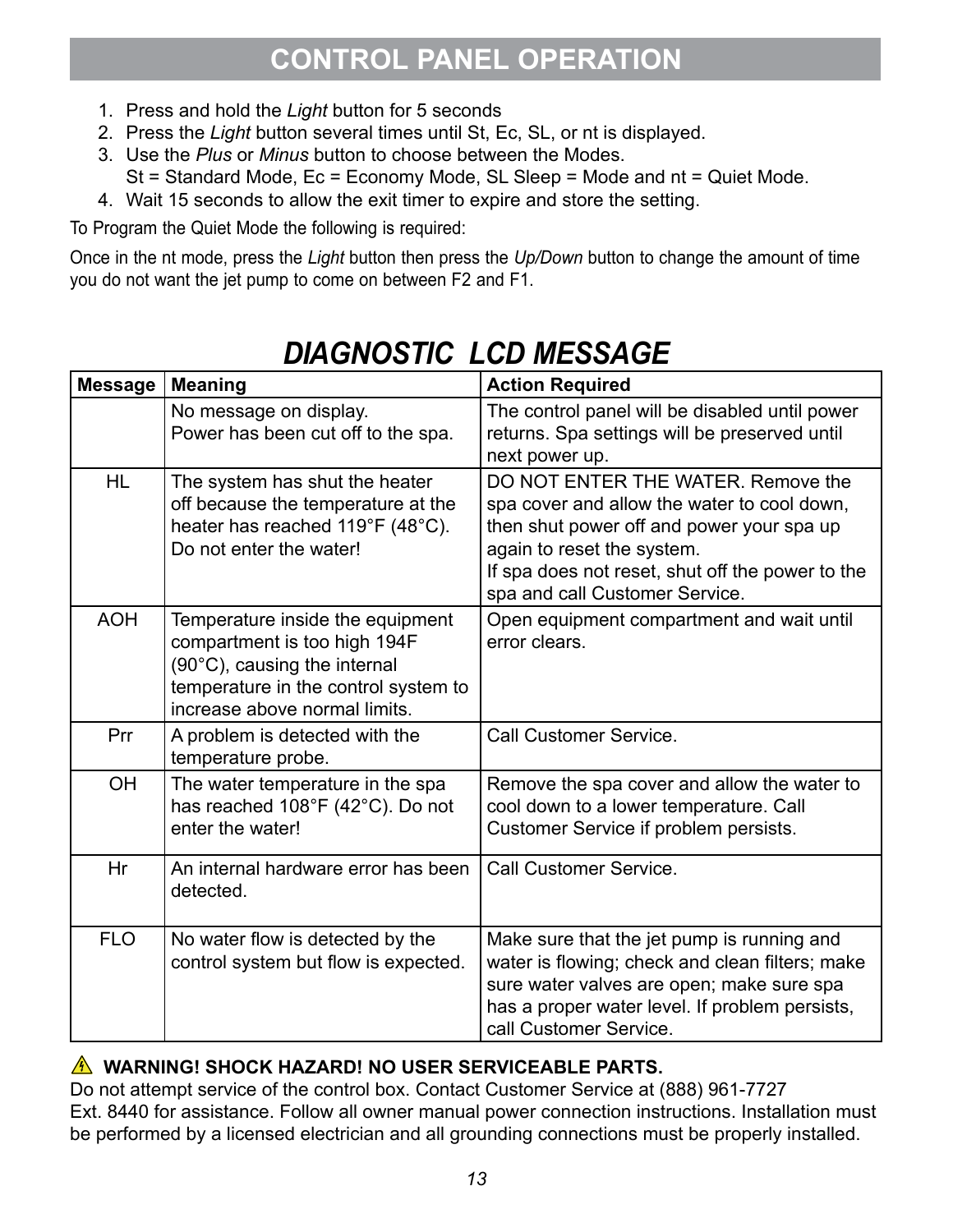# CONTROL PANEL OPERATION

1. Press and hold the *Light* button for 5 seconds
2. Press the *Light* button several times until St, Ec, SL, or nt is displayed.
3. Use the *Plus* or *Minus* button to choose between the Modes.
   St = Standard Mode, Ec = Economy Mode, SL Sleep = Mode and nt = Quiet Mode.
4. Wait 15 seconds to allow the exit timer to expire and store the setting.

To Program the Quiet Mode the following is required:

Once in the nt mode, press the *Light* button then press the *Up/Down* button to change the amount of time you do not want the jet pump to come on between F2 and F1.

## *DIAGNOSTIC LCD MESSAGE*

| Message | Meaning | Action Required |
|---|---|---|
| | No message on display. Power has been cut off to the spa. | The control panel will be disabled until power returns. Spa settings will be preserved until next power up. |
| HL | The system has shut the heater off because the temperature at the heater has reached 119°F (48°C). Do not enter the water! | DO NOT ENTER THE WATER. Remove the spa cover and allow the water to cool down, then shut power off and power your spa up again to reset the system. If spa does not reset, shut off the power to the spa and call Customer Service. |
| AOH | Temperature inside the equipment compartment is too high 194F (90°C), causing the internal temperature in the control system to increase above normal limits. | Open equipment compartment and wait until error clears. |
| Prr | A problem is detected with the temperature probe. | Call Customer Service. |
| OH | The water temperature in the spa has reached 108°F (42°C). Do not enter the water! | Remove the spa cover and allow the water to cool down to a lower temperature. Call Customer Service if problem persists. |
| Hr | An internal hardware error has been detected. | Call Customer Service. |
| FLO | No water flow is detected by the control system but flow is expected. | Make sure that the jet pump is running and water is flowing; check and clean filters; make sure water valves are open; make sure spa has a proper water level. If problem persists, call Customer Service. |

**WARNING! SHOCK HAZARD! NO USER SERVICEABLE PARTS.**
Do not attempt service of the control box. Contact Customer Service at (888) 961-7727 Ext. 8440 for assistance. Follow all owner manual power connection instructions. Installation must be performed by a licensed electrician and all grounding connections must be properly installed.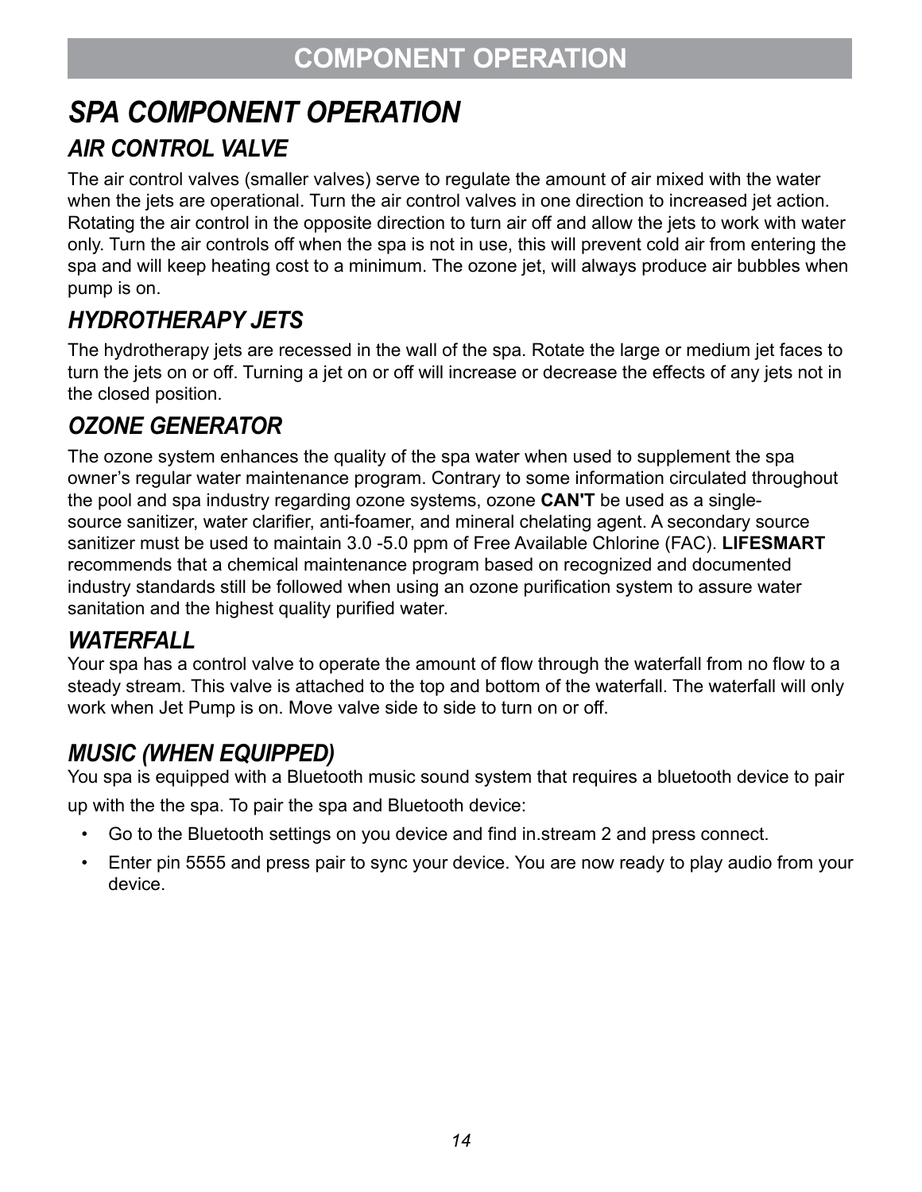# COMPONENT OPERATION

## *SPA COMPONENT OPERATION*

### *AIR CONTROL VALVE*

The air control valves (smaller valves) serve to regulate the amount of air mixed with the water when the jets are operational. Turn the air control valves in one direction to increased jet action. Rotating the air control in the opposite direction to turn air off and allow the jets to work with water only. Turn the air controls off when the spa is not in use, this will prevent cold air from entering the spa and will keep heating cost to a minimum. The ozone jet, will always produce air bubbles when pump is on.

### *HYDROTHERAPY JETS*

The hydrotherapy jets are recessed in the wall of the spa. Rotate the large or medium jet faces to turn the jets on or off. Turning a jet on or off will increase or decrease the effects of any jets not in the closed position.

### *OZONE GENERATOR*

The ozone system enhances the quality of the spa water when used to supplement the spa owner's regular water maintenance program. Contrary to some information circulated throughout the pool and spa industry regarding ozone systems, ozone **CAN'T** be used as a single-source sanitizer, water clarifier, anti-foamer, and mineral chelating agent. A secondary source sanitizer must be used to maintain 3.0 -5.0 ppm of Free Available Chlorine (FAC). **LIFESMART** recommends that a chemical maintenance program based on recognized and documented industry standards still be followed when using an ozone purification system to assure water sanitation and the highest quality purified water.

### *WATERFALL*

Your spa has a control valve to operate the amount of flow through the waterfall from no flow to a steady stream. This valve is attached to the top and bottom of the waterfall. The waterfall will only work when Jet Pump is on. Move valve side to side to turn on or off.

### *MUSIC (WHEN EQUIPPED)*

You spa is equipped with a Bluetooth music sound system that requires a bluetooth device to pair up with the the spa. To pair the spa and Bluetooth device:

- Go to the Bluetooth settings on you device and find in.stream 2 and press connect.
- Enter pin 5555 and press pair to sync your device. You are now ready to play audio from your device.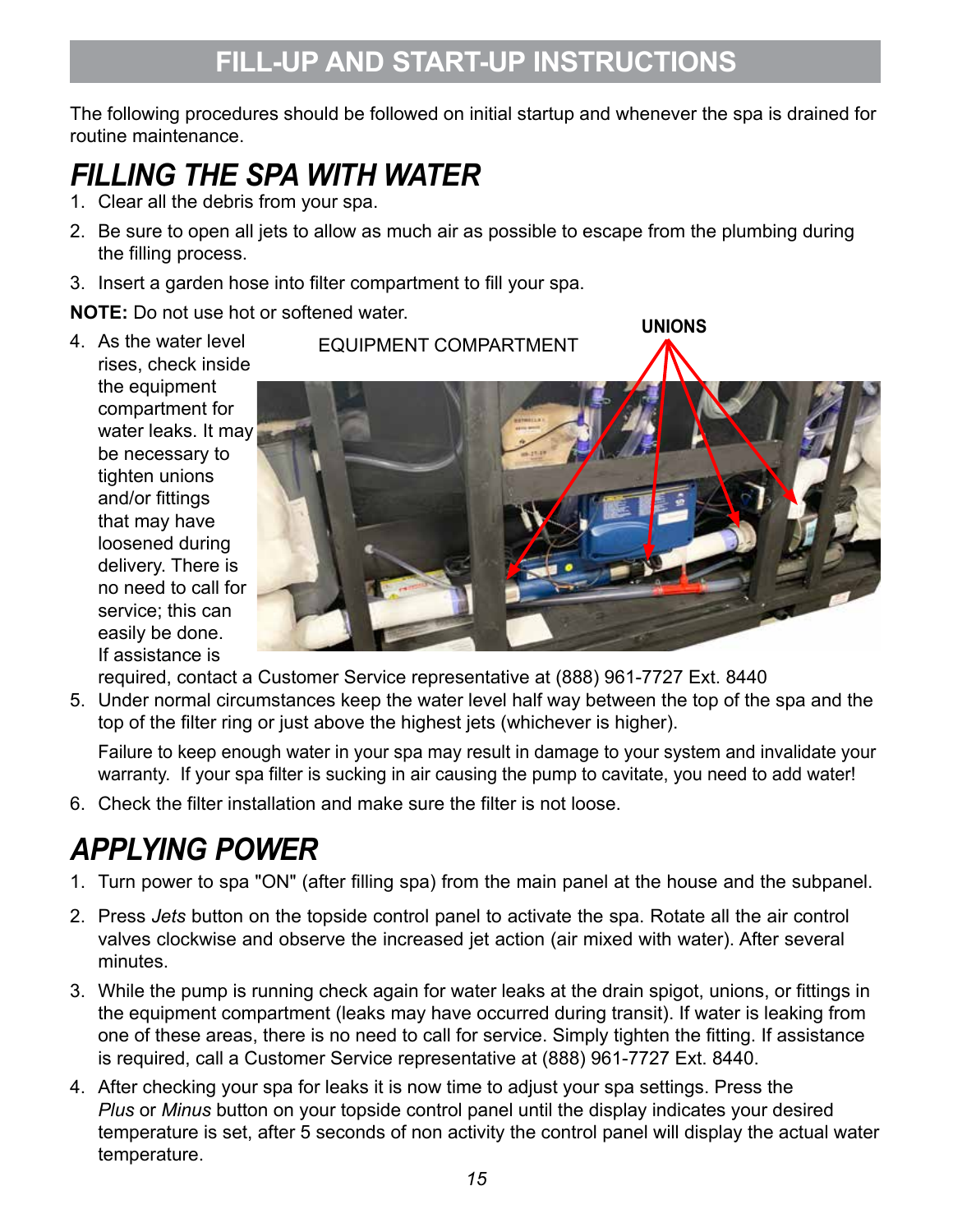# FILL-UP AND START-UP INSTRUCTIONS

The following procedures should be followed on initial startup and whenever the spa is drained for routine maintenance.

## *FILLING THE SPA WITH WATER*

1. Clear all the debris from your spa.
2. Be sure to open all jets to allow as much air as possible to escape from the plumbing during the filling process.
3. Insert a garden hose into filter compartment to fill your spa.

**NOTE:** Do not use hot or softened water.

EQUIPMENT COMPARTMENT

**UNIONS**

4. As the water level rises, check inside the equipment compartment for water leaks. It may be necessary to tighten unions and/or fittings that may have loosened during delivery. There is no need to call for service; this can easily be done. If assistance is required, contact a Customer Service representative at (888) 961-7727 Ext. 8440
5. Under normal circumstances keep the water level half way between the top of the spa and the top of the filter ring or just above the highest jets (whichever is higher).

   Failure to keep enough water in your spa may result in damage to your system and invalidate your warranty. If your spa filter is sucking in air causing the pump to cavitate, you need to add water!
6. Check the filter installation and make sure the filter is not loose.

## *APPLYING POWER*

1. Turn power to spa "ON" (after filling spa) from the main panel at the house and the subpanel.
2. Press *Jets* button on the topside control panel to activate the spa. Rotate all the air control valves clockwise and observe the increased jet action (air mixed with water). After several minutes.
3. While the pump is running check again for water leaks at the drain spigot, unions, or fittings in the equipment compartment (leaks may have occurred during transit). If water is leaking from one of these areas, there is no need to call for service. Simply tighten the fitting. If assistance is required, call a Customer Service representative at (888) 961-7727 Ext. 8440.
4. After checking your spa for leaks it is now time to adjust your spa settings. Press the *Plus* or *Minus* button on your topside control panel until the display indicates your desired temperature is set, after 5 seconds of non activity the control panel will display the actual water temperature.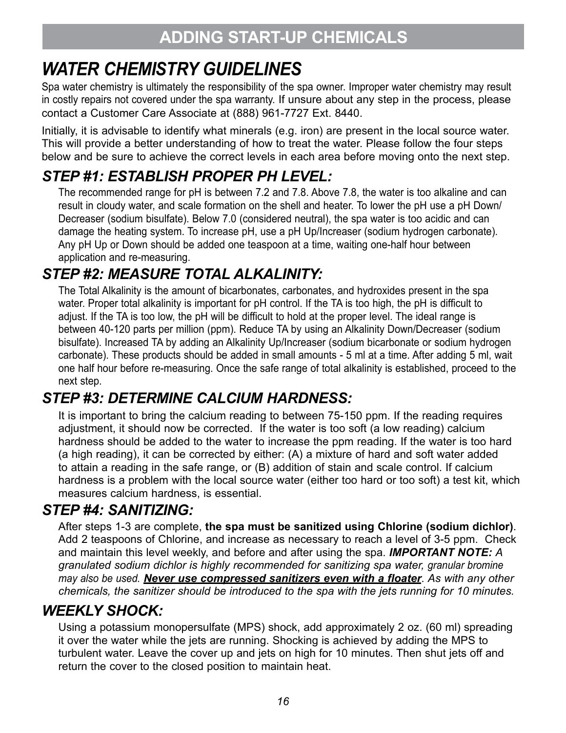# ADDING START-UP CHEMICALS

## *WATER CHEMISTRY GUIDELINES*

Spa water chemistry is ultimately the responsibility of the spa owner. Improper water chemistry may result in costly repairs not covered under the spa warranty. If unsure about any step in the process, please contact a Customer Care Associate at (888) 961-7727 Ext. 8440.

Initially, it is advisable to identify what minerals (e.g. iron) are present in the local source water. This will provide a better understanding of how to treat the water. Please follow the four steps below and be sure to achieve the correct levels in each area before moving onto the next step.

### *STEP #1: ESTABLISH PROPER PH LEVEL:*

The recommended range for pH is between 7.2 and 7.8. Above 7.8, the water is too alkaline and can result in cloudy water, and scale formation on the shell and heater. To lower the pH use a pH Down/Decreaser (sodium bisulfate). Below 7.0 (considered neutral), the spa water is too acidic and can damage the heating system. To increase pH, use a pH Up/Increaser (sodium hydrogen carbonate). Any pH Up or Down should be added one teaspoon at a time, waiting one-half hour between application and re-measuring.

### *STEP #2: MEASURE TOTAL ALKALINITY:*

The Total Alkalinity is the amount of bicarbonates, carbonates, and hydroxides present in the spa water. Proper total alkalinity is important for pH control. If the TA is too high, the pH is difficult to adjust. If the TA is too low, the pH will be difficult to hold at the proper level. The ideal range is between 40-120 parts per million (ppm). Reduce TA by using an Alkalinity Down/Decreaser (sodium bisulfate). Increased TA by adding an Alkalinity Up/Increaser (sodium bicarbonate or sodium hydrogen carbonate). These products should be added in small amounts - 5 ml at a time. After adding 5 ml, wait one half hour before re-measuring. Once the safe range of total alkalinity is established, proceed to the next step.

### *STEP #3: DETERMINE CALCIUM HARDNESS:*

It is important to bring the calcium reading to between 75-150 ppm. If the reading requires adjustment, it should now be corrected. If the water is too soft (a low reading) calcium hardness should be added to the water to increase the ppm reading. If the water is too hard (a high reading), it can be corrected by either: (A) a mixture of hard and soft water added to attain a reading in the safe range, or (B) addition of stain and scale control. If calcium hardness is a problem with the local source water (either too hard or too soft) a test kit, which measures calcium hardness, is essential.

### *STEP #4: SANITIZING:*

After steps 1-3 are complete, **the spa must be sanitized using Chlorine (sodium dichlor)**. Add 2 teaspoons of Chlorine, and increase as necessary to reach a level of 3-5 ppm. Check and maintain this level weekly, and before and after using the spa. ***IMPORTANT NOTE:*** *A granulated sodium dichlor is highly recommended for sanitizing spa water, granular bromine may also be used.* ***<u>Never use compressed sanitizers even with a floater</u>***. *As with any other chemicals, the sanitizer should be introduced to the spa with the jets running for 10 minutes.*

### *WEEKLY SHOCK:*

Using a potassium monopersulfate (MPS) shock, add approximately 2 oz. (60 ml) spreading it over the water while the jets are running. Shocking is achieved by adding the MPS to turbulent water. Leave the cover up and jets on high for 10 minutes. Then shut jets off and return the cover to the closed position to maintain heat.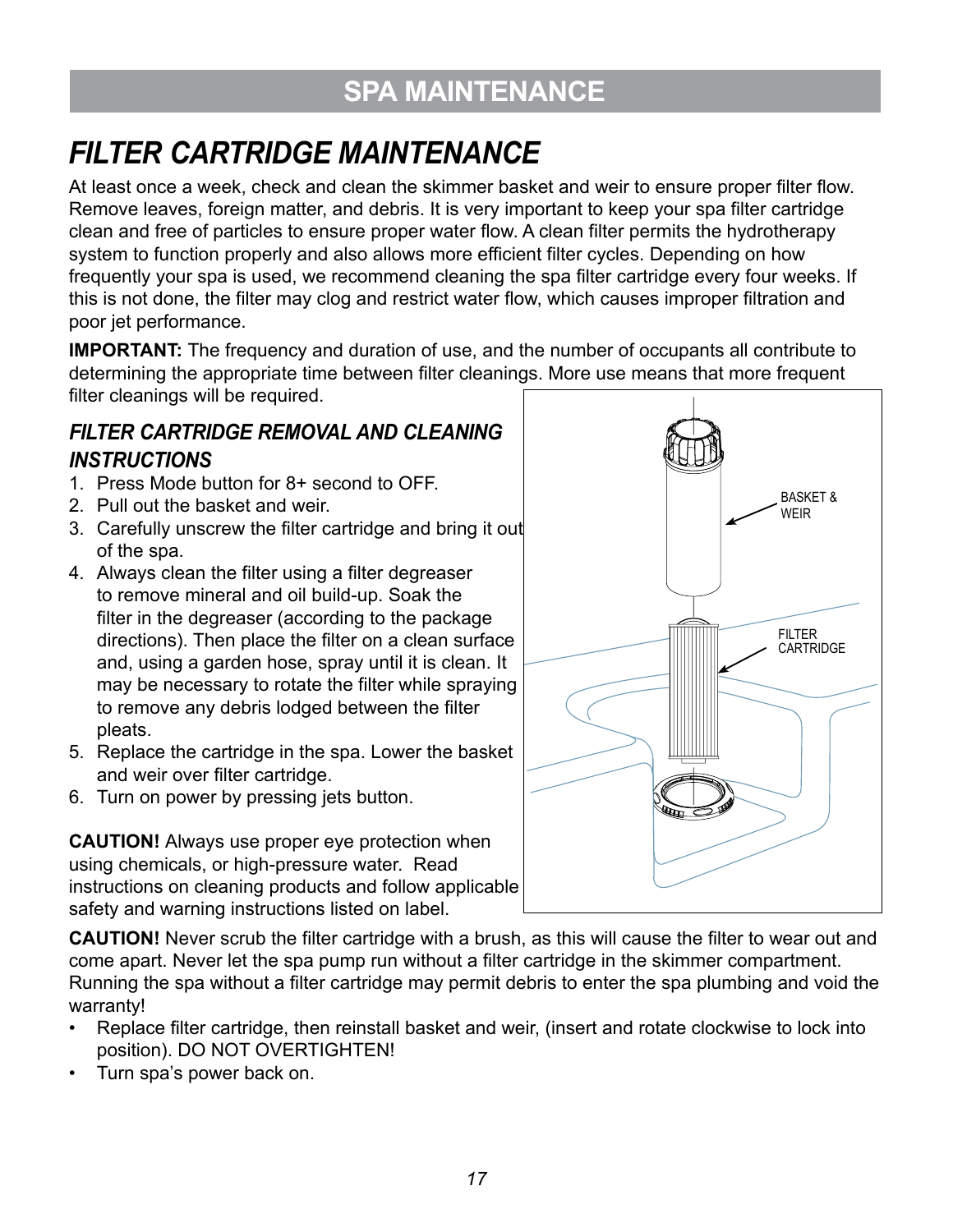# SPA MAINTENANCE

## *FILTER CARTRIDGE MAINTENANCE*

At least once a week, check and clean the skimmer basket and weir to ensure proper filter flow. Remove leaves, foreign matter, and debris. It is very important to keep your spa filter cartridge clean and free of particles to ensure proper water flow. A clean filter permits the hydrotherapy system to function properly and also allows more efficient filter cycles. Depending on how frequently your spa is used, we recommend cleaning the spa filter cartridge every four weeks. If this is not done, the filter may clog and restrict water flow, which causes improper filtration and poor jet performance.

**IMPORTANT:** The frequency and duration of use, and the number of occupants all contribute to determining the appropriate time between filter cleanings. More use means that more frequent filter cleanings will be required.

### *FILTER CARTRIDGE REMOVAL AND CLEANING INSTRUCTIONS*

1. Press Mode button for 8+ second to OFF.
2. Pull out the basket and weir.
3. Carefully unscrew the filter cartridge and bring it out of the spa.
4. Always clean the filter using a filter degreaser to remove mineral and oil build-up. Soak the filter in the degreaser (according to the package directions). Then place the filter on a clean surface and, using a garden hose, spray until it is clean. It may be necessary to rotate the filter while spraying to remove any debris lodged between the filter pleats.
5. Replace the cartridge in the spa. Lower the basket and weir over filter cartridge.
6. Turn on power by pressing jets button.

BASKET & WEIR

FILTER CARTRIDGE

**CAUTION!** Always use proper eye protection when using chemicals, or high-pressure water. Read instructions on cleaning products and follow applicable safety and warning instructions listed on label.

**CAUTION!** Never scrub the filter cartridge with a brush, as this will cause the filter to wear out and come apart. Never let the spa pump run without a filter cartridge in the skimmer compartment. Running the spa without a filter cartridge may permit debris to enter the spa plumbing and void the warranty!

- Replace filter cartridge, then reinstall basket and weir, (insert and rotate clockwise to lock into position). DO NOT OVERTIGHTEN!
- Turn spa's power back on.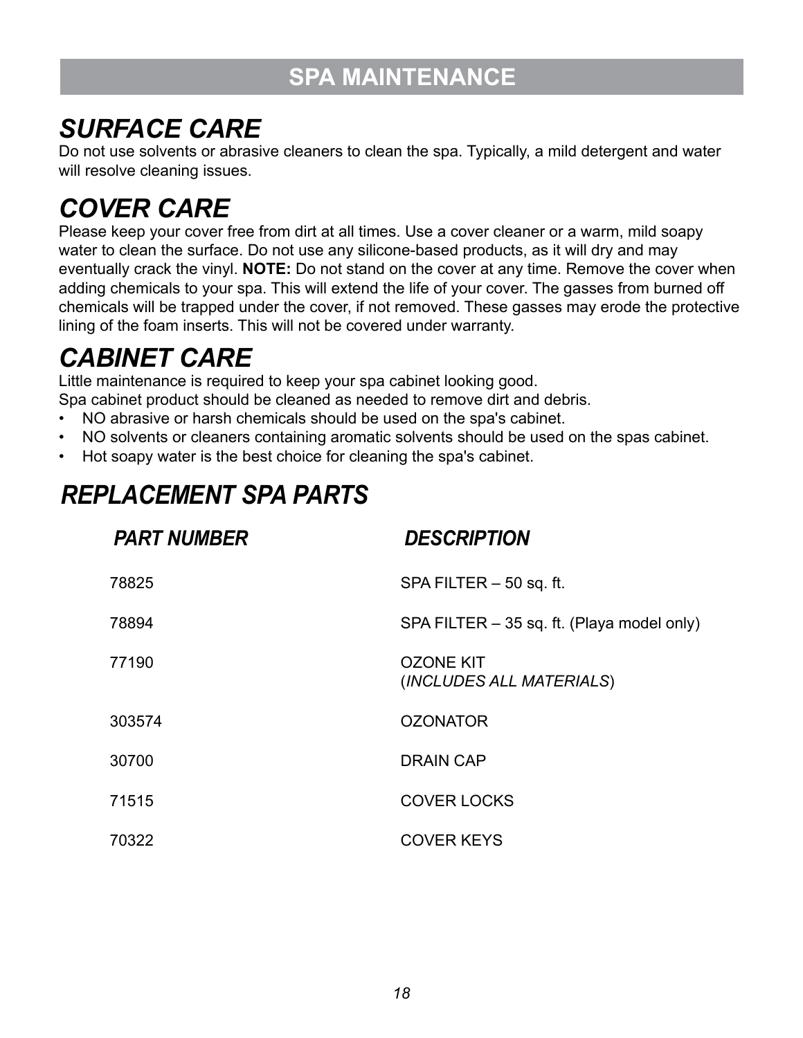# SPA MAINTENANCE

## *SURFACE CARE*

Do not use solvents or abrasive cleaners to clean the spa. Typically, a mild detergent and water will resolve cleaning issues.

## *COVER CARE*

Please keep your cover free from dirt at all times. Use a cover cleaner or a warm, mild soapy water to clean the surface. Do not use any silicone-based products, as it will dry and may eventually crack the vinyl. **NOTE:** Do not stand on the cover at any time. Remove the cover when adding chemicals to your spa. This will extend the life of your cover. The gasses from burned off chemicals will be trapped under the cover, if not removed. These gasses may erode the protective lining of the foam inserts. This will not be covered under warranty.

## *CABINET CARE*

Little maintenance is required to keep your spa cabinet looking good.
Spa cabinet product should be cleaned as needed to remove dirt and debris.

- NO abrasive or harsh chemicals should be used on the spa's cabinet.
- NO solvents or cleaners containing aromatic solvents should be used on the spas cabinet.
- Hot soapy water is the best choice for cleaning the spa's cabinet.

## *REPLACEMENT SPA PARTS*

| *PART NUMBER* | *DESCRIPTION* |
|---|---|
| 78825 | SPA FILTER – 50 sq. ft. |
| 78894 | SPA FILTER – 35 sq. ft. (Playa model only) |
| 77190 | OZONE KIT (*INCLUDES ALL MATERIALS*) |
| 303574 | OZONATOR |
| 30700 | DRAIN CAP |
| 71515 | COVER LOCKS |
| 70322 | COVER KEYS |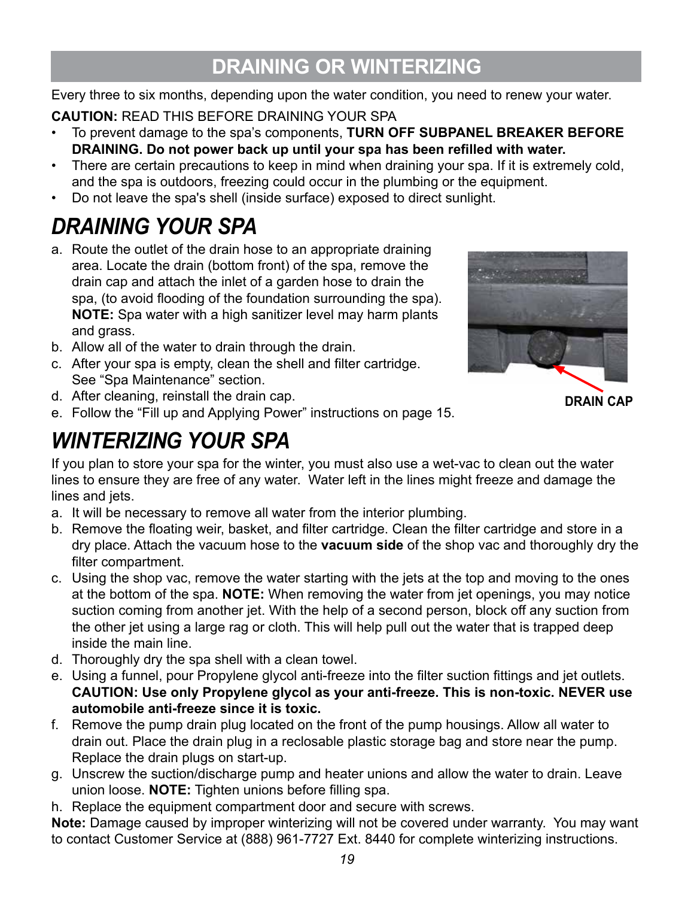## DRAINING OR WINTERIZING

Every three to six months, depending upon the water condition, you need to renew your water.

**CAUTION:** READ THIS BEFORE DRAINING YOUR SPA

- To prevent damage to the spa's components, **TURN OFF SUBPANEL BREAKER BEFORE DRAINING. Do not power back up until your spa has been refilled with water.**
- There are certain precautions to keep in mind when draining your spa. If it is extremely cold, and the spa is outdoors, freezing could occur in the plumbing or the equipment.
- Do not leave the spa's shell (inside surface) exposed to direct sunlight.

# *DRAINING YOUR SPA*

a. Route the outlet of the drain hose to an appropriate draining area. Locate the drain (bottom front) of the spa, remove the drain cap and attach the inlet of a garden hose to drain the spa, (to avoid flooding of the foundation surrounding the spa). **NOTE:** Spa water with a high sanitizer level may harm plants and grass.
b. Allow all of the water to drain through the drain.
c. After your spa is empty, clean the shell and filter cartridge. See "Spa Maintenance" section.
d. After cleaning, reinstall the drain cap.
e. Follow the "Fill up and Applying Power" instructions on page 15.

**DRAIN CAP**

# *WINTERIZING YOUR SPA*

If you plan to store your spa for the winter, you must also use a wet-vac to clean out the water lines to ensure they are free of any water. Water left in the lines might freeze and damage the lines and jets.

a. It will be necessary to remove all water from the interior plumbing.
b. Remove the floating weir, basket, and filter cartridge. Clean the filter cartridge and store in a dry place. Attach the vacuum hose to the **vacuum side** of the shop vac and thoroughly dry the filter compartment.
c. Using the shop vac, remove the water starting with the jets at the top and moving to the ones at the bottom of the spa. **NOTE:** When removing the water from jet openings, you may notice suction coming from another jet. With the help of a second person, block off any suction from the other jet using a large rag or cloth. This will help pull out the water that is trapped deep inside the main line.
d. Thoroughly dry the spa shell with a clean towel.
e. Using a funnel, pour Propylene glycol anti-freeze into the filter suction fittings and jet outlets. **CAUTION: Use only Propylene glycol as your anti-freeze. This is non-toxic. NEVER use automobile anti-freeze since it is toxic.**
f. Remove the pump drain plug located on the front of the pump housings. Allow all water to drain out. Place the drain plug in a reclosable plastic storage bag and store near the pump. Replace the drain plugs on start-up.
g. Unscrew the suction/discharge pump and heater unions and allow the water to drain. Leave union loose. **NOTE:** Tighten unions before filling spa.
h. Replace the equipment compartment door and secure with screws.

**Note:** Damage caused by improper winterizing will not be covered under warranty. You may want to contact Customer Service at (888) 961-7727 Ext. 8440 for complete winterizing instructions.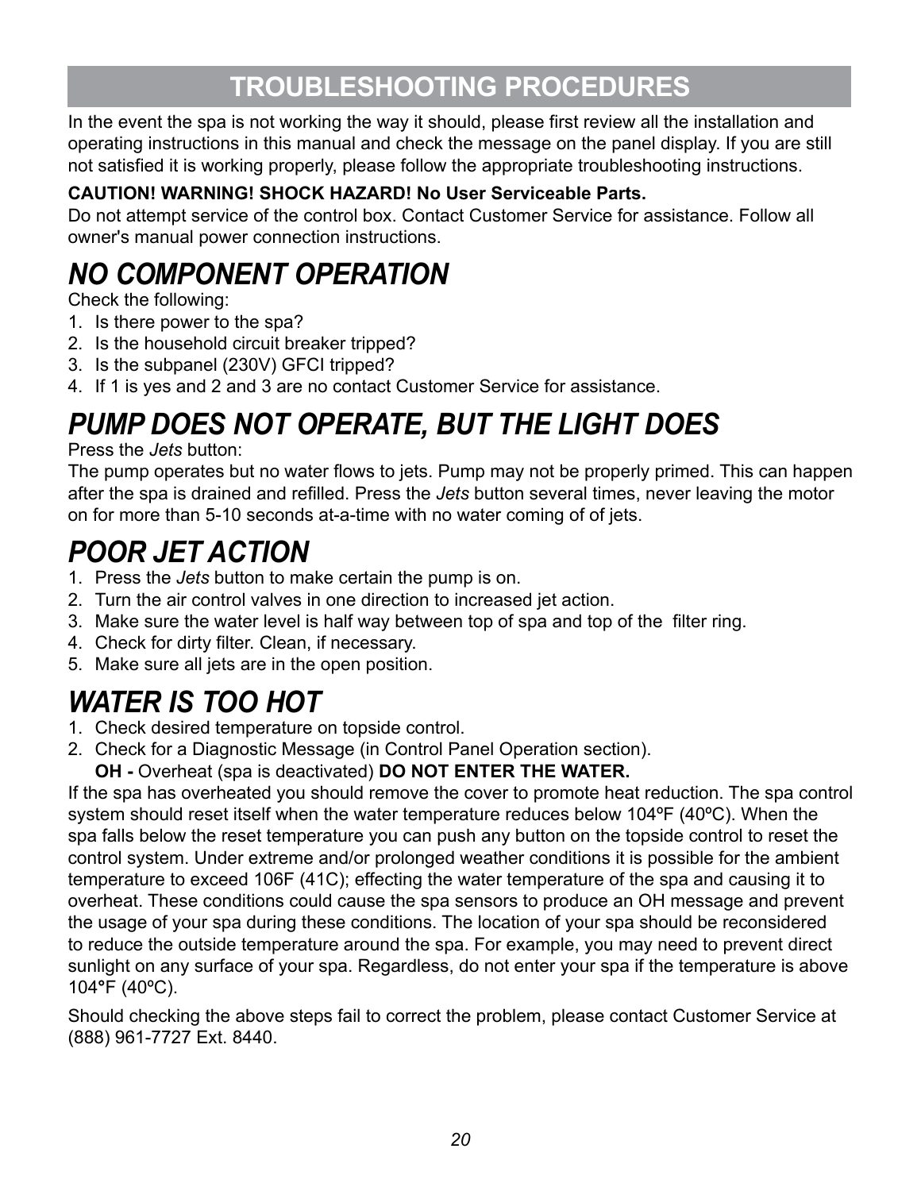# TROUBLESHOOTING PROCEDURES

In the event the spa is not working the way it should, please first review all the installation and operating instructions in this manual and check the message on the panel display. If you are still not satisfied it is working properly, please follow the appropriate troubleshooting instructions.

**CAUTION! WARNING! SHOCK HAZARD! No User Serviceable Parts.**
Do not attempt service of the control box. Contact Customer Service for assistance. Follow all owner's manual power connection instructions.

## *NO COMPONENT OPERATION*

Check the following:

1. Is there power to the spa?
2. Is the household circuit breaker tripped?
3. Is the subpanel (230V) GFCI tripped?
4. If 1 is yes and 2 and 3 are no contact Customer Service for assistance.

## *PUMP DOES NOT OPERATE, BUT THE LIGHT DOES*

Press the *Jets* button:
The pump operates but no water flows to jets. Pump may not be properly primed. This can happen after the spa is drained and refilled. Press the *Jets* button several times, never leaving the motor on for more than 5-10 seconds at-a-time with no water coming of of jets.

## *POOR JET ACTION*

1. Press the *Jets* button to make certain the pump is on.
2. Turn the air control valves in one direction to increased jet action.
3. Make sure the water level is half way between top of spa and top of the filter ring.
4. Check for dirty filter. Clean, if necessary.
5. Make sure all jets are in the open position.

## *WATER IS TOO HOT*

1. Check desired temperature on topside control.
2. Check for a Diagnostic Message (in Control Panel Operation section).
   **OH -** Overheat (spa is deactivated) **DO NOT ENTER THE WATER.**

If the spa has overheated you should remove the cover to promote heat reduction. The spa control system should reset itself when the water temperature reduces below 104ºF (40ºC). When the spa falls below the reset temperature you can push any button on the topside control to reset the control system. Under extreme and/or prolonged weather conditions it is possible for the ambient temperature to exceed 106F (41C); effecting the water temperature of the spa and causing it to overheat. These conditions could cause the spa sensors to produce an OH message and prevent the usage of your spa during these conditions. The location of your spa should be reconsidered to reduce the outside temperature around the spa. For example, you may need to prevent direct sunlight on any surface of your spa. Regardless, do not enter your spa if the temperature is above 104°F (40ºC).

Should checking the above steps fail to correct the problem, please contact Customer Service at (888) 961-7727 Ext. 8440.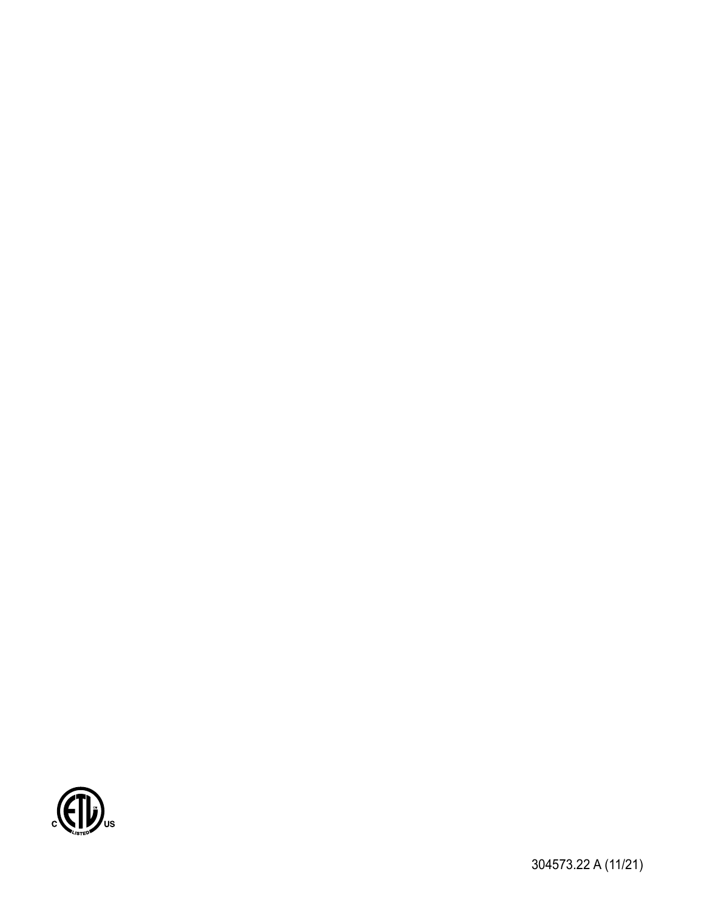C LISTED US

304573.22 A (11/21)